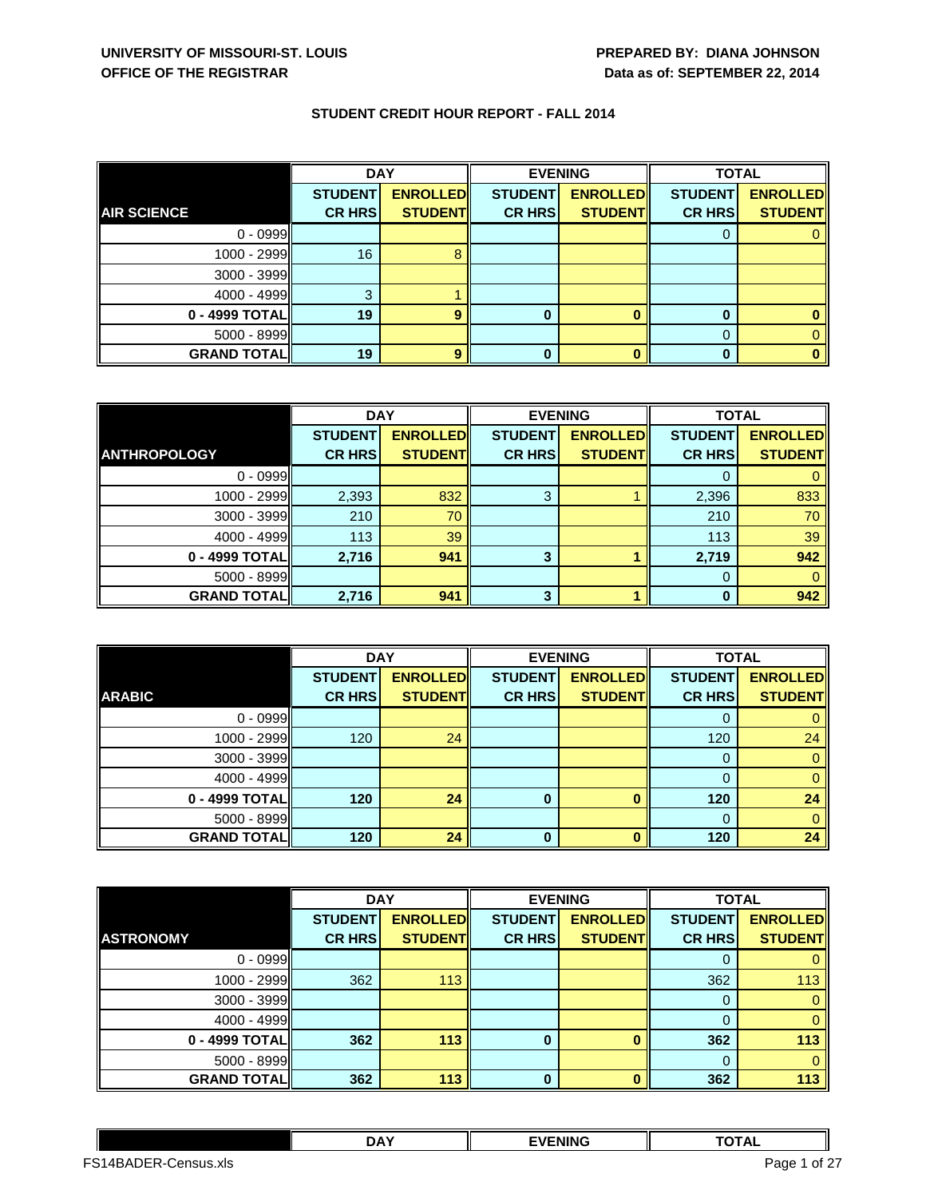**UNIVERSITY OF MISSOURI-ST. LOUIS**
**OFFICE OF THE REGISTRAR**

**PREPARED BY: DIANA JOHNSON**
**Data as of: SEPTEMBER 22, 2014**

## STUDENT CREDIT HOUR REPORT - FALL 2014

| | DAY | | EVENING | | TOTAL | |
|---|---|---|---|---|---|---|
| **AIR SCIENCE** | **STUDENT CR HRS** | **ENROLLED STUDENT** | **STUDENT CR HRS** | **ENROLLED STUDENT** | **STUDENT CR HRS** | **ENROLLED STUDENT** |
| 0 - 0999 | | | | | 0 | 0 |
| 1000 - 2999 | 16 | 8 | | | | |
| 3000 - 3999 | | | | | | |
| 4000 - 4999 | 3 | 1 | | | | |
| **0 - 4999 TOTAL** | **19** | **9** | **0** | **0** | **0** | **0** |
| 5000 - 8999 | | | | | 0 | 0 |
| **GRAND TOTAL** | **19** | **9** | **0** | **0** | **0** | **0** |

| | DAY | | EVENING | | TOTAL | |
|---|---|---|---|---|---|---|
| **ANTHROPOLOGY** | **STUDENT CR HRS** | **ENROLLED STUDENT** | **STUDENT CR HRS** | **ENROLLED STUDENT** | **STUDENT CR HRS** | **ENROLLED STUDENT** |
| 0 - 0999 | | | | | 0 | 0 |
| 1000 - 2999 | 2,393 | 832 | 3 | 1 | 2,396 | 833 |
| 3000 - 3999 | 210 | 70 | | | 210 | 70 |
| 4000 - 4999 | 113 | 39 | | | 113 | 39 |
| **0 - 4999 TOTAL** | **2,716** | **941** | **3** | **1** | **2,719** | **942** |
| 5000 - 8999 | | | | | 0 | 0 |
| **GRAND TOTAL** | **2,716** | **941** | **3** | **1** | **0** | **942** |

| | DAY | | EVENING | | TOTAL | |
|---|---|---|---|---|---|---|
| **ARABIC** | **STUDENT CR HRS** | **ENROLLED STUDENT** | **STUDENT CR HRS** | **ENROLLED STUDENT** | **STUDENT CR HRS** | **ENROLLED STUDENT** |
| 0 - 0999 | | | | | 0 | 0 |
| 1000 - 2999 | 120 | 24 | | | 120 | 24 |
| 3000 - 3999 | | | | | 0 | 0 |
| 4000 - 4999 | | | | | 0 | 0 |
| **0 - 4999 TOTAL** | **120** | **24** | **0** | **0** | **120** | **24** |
| 5000 - 8999 | | | | | 0 | 0 |
| **GRAND TOTAL** | **120** | **24** | **0** | **0** | **120** | **24** |

| | DAY | | EVENING | | TOTAL | |
|---|---|---|---|---|---|---|
| **ASTRONOMY** | **STUDENT CR HRS** | **ENROLLED STUDENT** | **STUDENT CR HRS** | **ENROLLED STUDENT** | **STUDENT CR HRS** | **ENROLLED STUDENT** |
| 0 - 0999 | | | | | 0 | 0 |
| 1000 - 2999 | 362 | 113 | | | 362 | 113 |
| 3000 - 3999 | | | | | 0 | 0 |
| 4000 - 4999 | | | | | 0 | 0 |
| **0 - 4999 TOTAL** | **362** | **113** | **0** | **0** | **362** | **113** |
| 5000 - 8999 | | | | | 0 | 0 |
| **GRAND TOTAL** | **362** | **113** | **0** | **0** | **362** | **113** |

| | DAY | EVENING | TOTAL |
|---|---|---|---|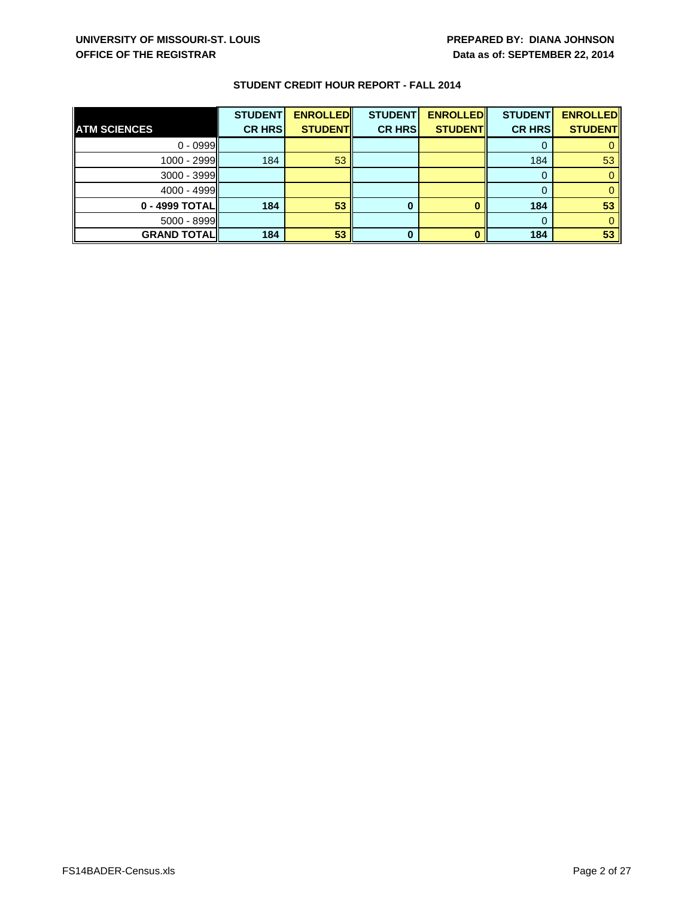UNIVERSITY OF MISSOURI-ST. LOUIS
OFFICE OF THE REGISTRAR

PREPARED BY: DIANA JOHNSON
Data as of: SEPTEMBER 22, 2014

### STUDENT CREDIT HOUR REPORT - FALL 2014

| ATM SCIENCES | STUDENT CR HRS | ENROLLED STUDENT | STUDENT CR HRS | ENROLLED STUDENT | STUDENT CR HRS | ENROLLED STUDENT |
|---|---|---|---|---|---|---|
| 0 - 0999 | | | | | 0 | 0 |
| 1000 - 2999 | 184 | 53 | | | 184 | 53 |
| 3000 - 3999 | | | | | 0 | 0 |
| 4000 - 4999 | | | | | 0 | 0 |
| **0 - 4999 TOTAL** | **184** | **53** | **0** | **0** | **184** | **53** |
| 5000 - 8999 | | | | | 0 | 0 |
| **GRAND TOTAL** | **184** | **53** | **0** | **0** | **184** | **53** |

FS14BADER-Census.xls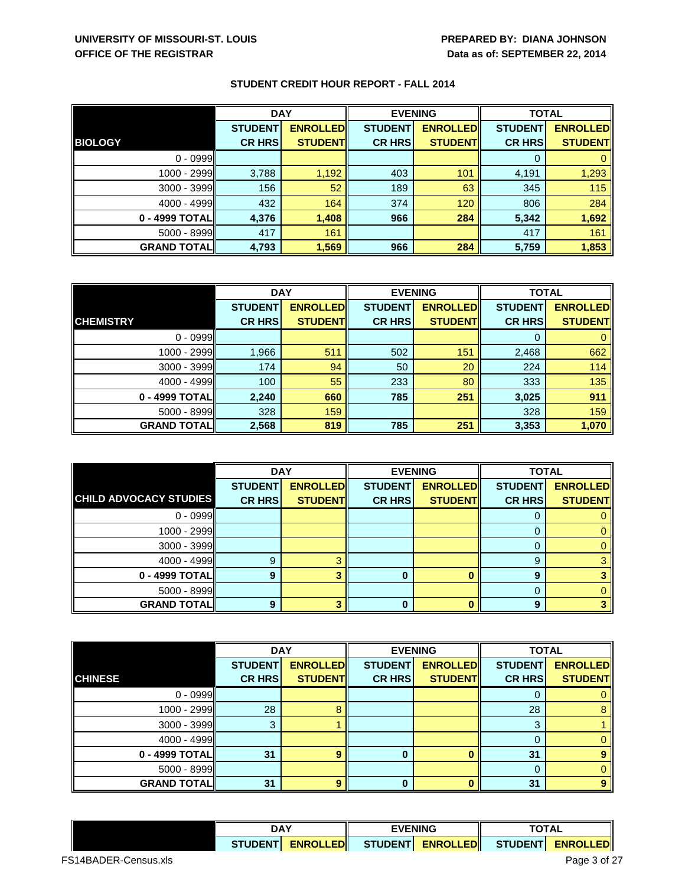**UNIVERSITY OF MISSOURI-ST. LOUIS**
**OFFICE OF THE REGISTRAR**

**PREPARED BY: DIANA JOHNSON**
**Data as of: SEPTEMBER 22, 2014**

## STUDENT CREDIT HOUR REPORT - FALL 2014

| | DAY | | EVENING | | TOTAL | |
|---|---|---|---|---|---|---|
| **BIOLOGY** | **STUDENT CR HRS** | **ENROLLED STUDENT** | **STUDENT CR HRS** | **ENROLLED STUDENT** | **STUDENT CR HRS** | **ENROLLED STUDENT** |
| 0 - 0999 | | | | | 0 | 0 |
| 1000 - 2999 | 3,788 | 1,192 | 403 | 101 | 4,191 | 1,293 |
| 3000 - 3999 | 156 | 52 | 189 | 63 | 345 | 115 |
| 4000 - 4999 | 432 | 164 | 374 | 120 | 806 | 284 |
| **0 - 4999 TOTAL** | **4,376** | **1,408** | **966** | **284** | **5,342** | **1,692** |
| 5000 - 8999 | 417 | 161 | | | 417 | 161 |
| **GRAND TOTAL** | **4,793** | **1,569** | **966** | **284** | **5,759** | **1,853** |

| | DAY | | EVENING | | TOTAL | |
|---|---|---|---|---|---|---|
| **CHEMISTRY** | **STUDENT CR HRS** | **ENROLLED STUDENT** | **STUDENT CR HRS** | **ENROLLED STUDENT** | **STUDENT CR HRS** | **ENROLLED STUDENT** |
| 0 - 0999 | | | | | 0 | 0 |
| 1000 - 2999 | 1,966 | 511 | 502 | 151 | 2,468 | 662 |
| 3000 - 3999 | 174 | 94 | 50 | 20 | 224 | 114 |
| 4000 - 4999 | 100 | 55 | 233 | 80 | 333 | 135 |
| **0 - 4999 TOTAL** | **2,240** | **660** | **785** | **251** | **3,025** | **911** |
| 5000 - 8999 | 328 | 159 | | | 328 | 159 |
| **GRAND TOTAL** | **2,568** | **819** | **785** | **251** | **3,353** | **1,070** |

| | DAY | | EVENING | | TOTAL | |
|---|---|---|---|---|---|---|
| **CHILD ADVOCACY STUDIES** | **STUDENT CR HRS** | **ENROLLED STUDENT** | **STUDENT CR HRS** | **ENROLLED STUDENT** | **STUDENT CR HRS** | **ENROLLED STUDENT** |
| 0 - 0999 | | | | | 0 | 0 |
| 1000 - 2999 | | | | | 0 | 0 |
| 3000 - 3999 | | | | | 0 | 0 |
| 4000 - 4999 | 9 | 3 | | | 9 | 3 |
| **0 - 4999 TOTAL** | **9** | **3** | **0** | **0** | **9** | **3** |
| 5000 - 8999 | | | | | 0 | 0 |
| **GRAND TOTAL** | **9** | **3** | **0** | **0** | **9** | **3** |

| | DAY | | EVENING | | TOTAL | |
|---|---|---|---|---|---|---|
| **CHINESE** | **STUDENT CR HRS** | **ENROLLED STUDENT** | **STUDENT CR HRS** | **ENROLLED STUDENT** | **STUDENT CR HRS** | **ENROLLED STUDENT** |
| 0 - 0999 | | | | | 0 | 0 |
| 1000 - 2999 | 28 | 8 | | | 28 | 8 |
| 3000 - 3999 | 3 | 1 | | | 3 | 1 |
| 4000 - 4999 | | | | | 0 | 0 |
| **0 - 4999 TOTAL** | **31** | **9** | **0** | **0** | **31** | **9** |
| 5000 - 8999 | | | | | 0 | 0 |
| **GRAND TOTAL** | **31** | **9** | **0** | **0** | **31** | **9** |

| | DAY | | EVENING | | TOTAL | |
|---|---|---|---|---|---|---|
| | **STUDENT** | **ENROLLED** | **STUDENT** | **ENROLLED** | **STUDENT** | **ENROLLED** |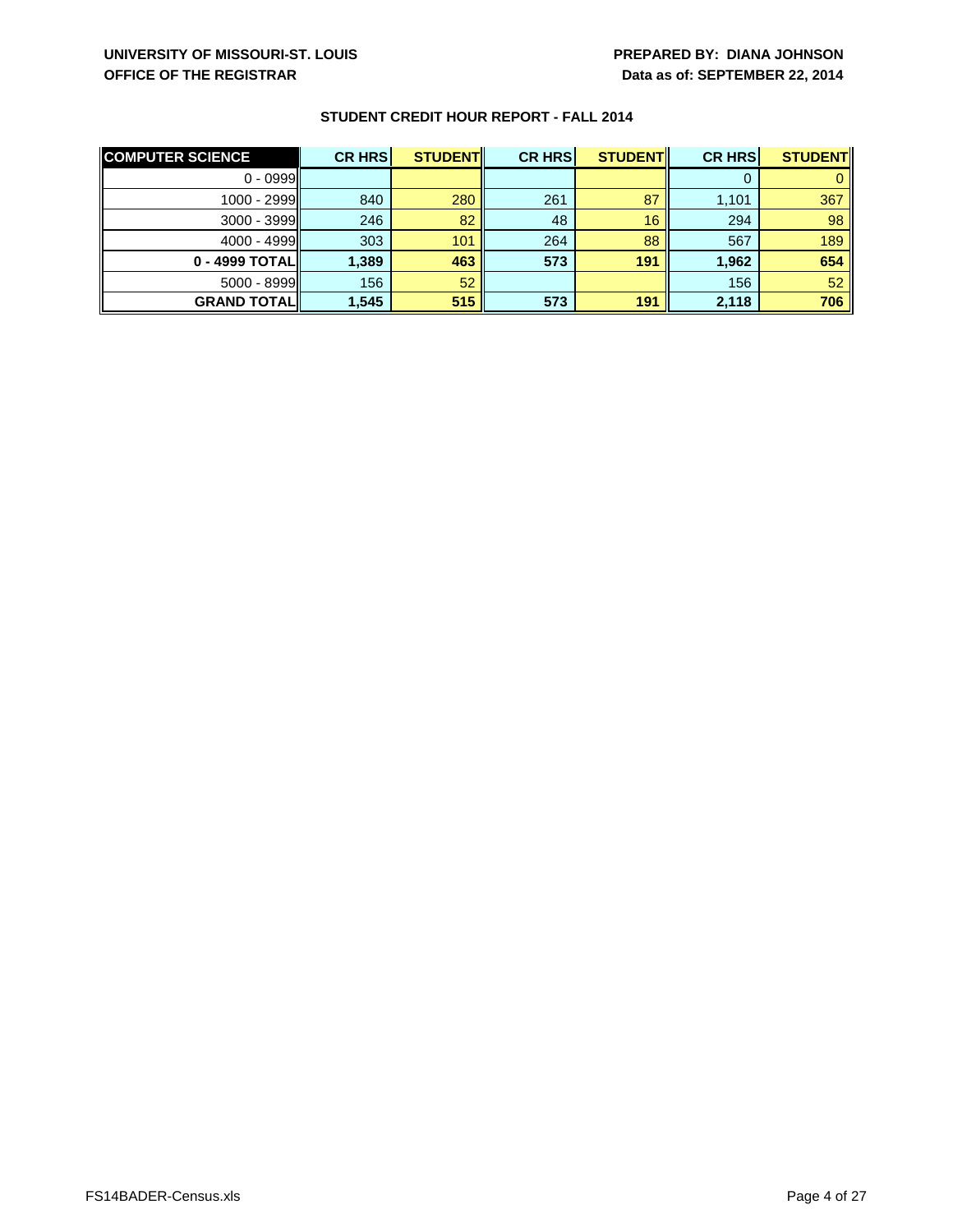UNIVERSITY OF MISSOURI-ST. LOUIS
OFFICE OF THE REGISTRAR

PREPARED BY: DIANA JOHNSON
Data as of: SEPTEMBER 22, 2014

## STUDENT CREDIT HOUR REPORT - FALL 2014

| COMPUTER SCIENCE | CR HRS | STUDENT | CR HRS | STUDENT | CR HRS | STUDENT |
|---|---|---|---|---|---|---|
| 0 - 0999 | | | | | 0 | 0 |
| 1000 - 2999 | 840 | 280 | 261 | 87 | 1,101 | 367 |
| 3000 - 3999 | 246 | 82 | 48 | 16 | 294 | 98 |
| 4000 - 4999 | 303 | 101 | 264 | 88 | 567 | 189 |
| **0 - 4999 TOTAL** | **1,389** | **463** | **573** | **191** | **1,962** | **654** |
| 5000 - 8999 | 156 | 52 | | | 156 | 52 |
| **GRAND TOTAL** | **1,545** | **515** | **573** | **191** | **2,118** | **706** |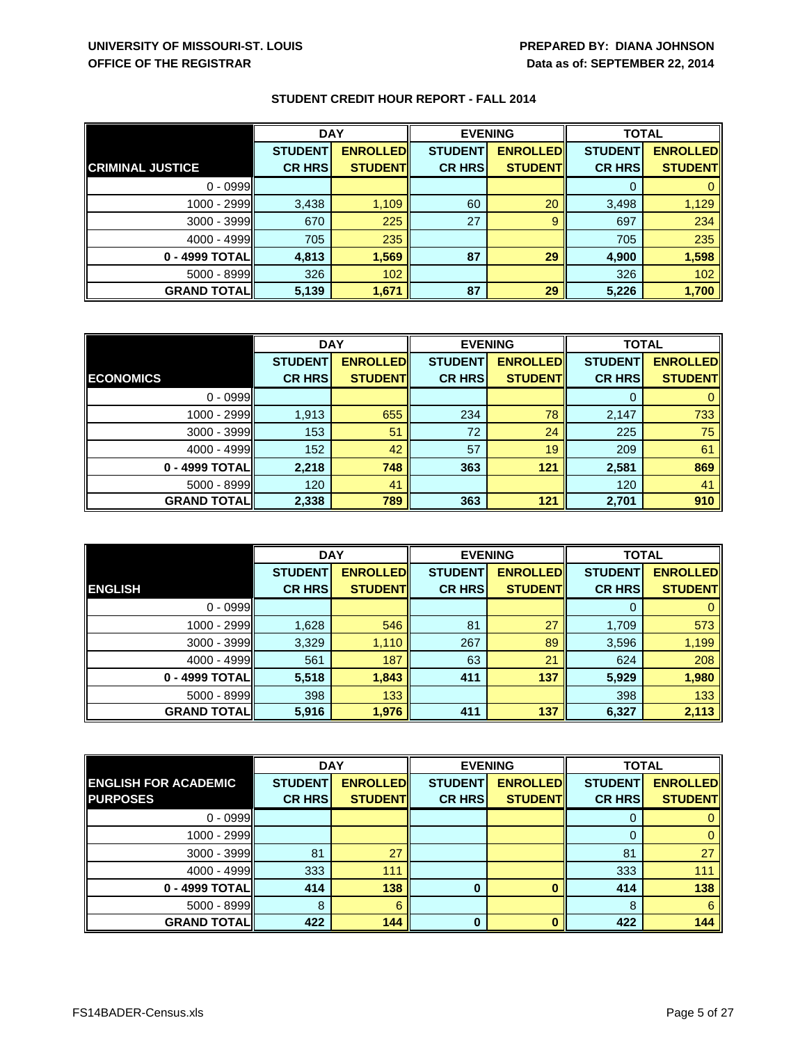**UNIVERSITY OF MISSOURI-ST. LOUIS**
**OFFICE OF THE REGISTRAR**

**PREPARED BY: DIANA JOHNSON**
**Data as of: SEPTEMBER 22, 2014**

**STUDENT CREDIT HOUR REPORT - FALL 2014**

| | DAY | | EVENING | | TOTAL | |
|---|---|---|---|---|---|---|
| **CRIMINAL JUSTICE** | **STUDENT CR HRS** | **ENROLLED STUDENT** | **STUDENT CR HRS** | **ENROLLED STUDENT** | **STUDENT CR HRS** | **ENROLLED STUDENT** |
| 0 - 0999 | | | | | 0 | 0 |
| 1000 - 2999 | 3,438 | 1,109 | 60 | 20 | 3,498 | 1,129 |
| 3000 - 3999 | 670 | 225 | 27 | 9 | 697 | 234 |
| 4000 - 4999 | 705 | 235 | | | 705 | 235 |
| **0 - 4999 TOTAL** | **4,813** | **1,569** | **87** | **29** | **4,900** | **1,598** |
| 5000 - 8999 | 326 | 102 | | | 326 | 102 |
| **GRAND TOTAL** | **5,139** | **1,671** | **87** | **29** | **5,226** | **1,700** |

| | DAY | | EVENING | | TOTAL | |
|---|---|---|---|---|---|---|
| **ECONOMICS** | **STUDENT CR HRS** | **ENROLLED STUDENT** | **STUDENT CR HRS** | **ENROLLED STUDENT** | **STUDENT CR HRS** | **ENROLLED STUDENT** |
| 0 - 0999 | | | | | 0 | 0 |
| 1000 - 2999 | 1,913 | 655 | 234 | 78 | 2,147 | 733 |
| 3000 - 3999 | 153 | 51 | 72 | 24 | 225 | 75 |
| 4000 - 4999 | 152 | 42 | 57 | 19 | 209 | 61 |
| **0 - 4999 TOTAL** | **2,218** | **748** | **363** | **121** | **2,581** | **869** |
| 5000 - 8999 | 120 | 41 | | | 120 | 41 |
| **GRAND TOTAL** | **2,338** | **789** | **363** | **121** | **2,701** | **910** |

| | DAY | | EVENING | | TOTAL | |
|---|---|---|---|---|---|---|
| **ENGLISH** | **STUDENT CR HRS** | **ENROLLED STUDENT** | **STUDENT CR HRS** | **ENROLLED STUDENT** | **STUDENT CR HRS** | **ENROLLED STUDENT** |
| 0 - 0999 | | | | | 0 | 0 |
| 1000 - 2999 | 1,628 | 546 | 81 | 27 | 1,709 | 573 |
| 3000 - 3999 | 3,329 | 1,110 | 267 | 89 | 3,596 | 1,199 |
| 4000 - 4999 | 561 | 187 | 63 | 21 | 624 | 208 |
| **0 - 4999 TOTAL** | **5,518** | **1,843** | **411** | **137** | **5,929** | **1,980** |
| 5000 - 8999 | 398 | 133 | | | 398 | 133 |
| **GRAND TOTAL** | **5,916** | **1,976** | **411** | **137** | **6,327** | **2,113** |

| | DAY | | EVENING | | TOTAL | |
|---|---|---|---|---|---|---|
| **ENGLISH FOR ACADEMIC PURPOSES** | **STUDENT CR HRS** | **ENROLLED STUDENT** | **STUDENT CR HRS** | **ENROLLED STUDENT** | **STUDENT CR HRS** | **ENROLLED STUDENT** |
| 0 - 0999 | | | | | 0 | 0 |
| 1000 - 2999 | | | | | 0 | 0 |
| 3000 - 3999 | 81 | 27 | | | 81 | 27 |
| 4000 - 4999 | 333 | 111 | | | 333 | 111 |
| **0 - 4999 TOTAL** | **414** | **138** | **0** | **0** | **414** | **138** |
| 5000 - 8999 | 8 | 6 | | | 8 | 6 |
| **GRAND TOTAL** | **422** | **144** | **0** | **0** | **422** | **144** |

FS14BADER-Census.xls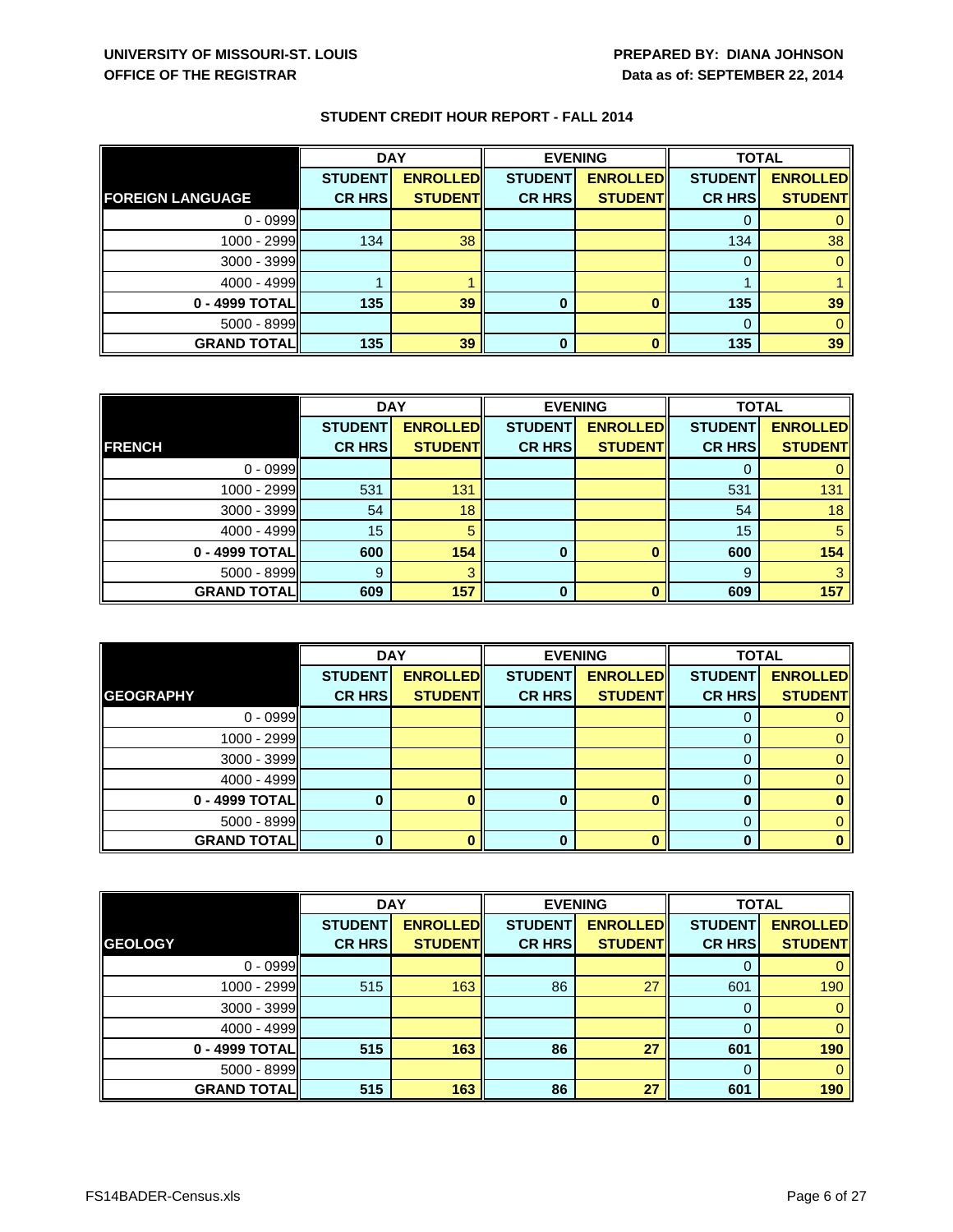UNIVERSITY OF MISSOURI-ST. LOUIS
OFFICE OF THE REGISTRAR

PREPARED BY: DIANA JOHNSON
Data as of: SEPTEMBER 22, 2014

## STUDENT CREDIT HOUR REPORT - FALL 2014

| | DAY | | EVENING | | TOTAL | |
|---|---|---|---|---|---|---|
| **FOREIGN LANGUAGE** | **STUDENT CR HRS** | **ENROLLED STUDENT** | **STUDENT CR HRS** | **ENROLLED STUDENT** | **STUDENT CR HRS** | **ENROLLED STUDENT** |
| 0 - 0999 | | | | | 0 | 0 |
| 1000 - 2999 | 134 | 38 | | | 134 | 38 |
| 3000 - 3999 | | | | | 0 | 0 |
| 4000 - 4999 | 1 | 1 | | | 1 | 1 |
| **0 - 4999 TOTAL** | **135** | **39** | **0** | **0** | **135** | **39** |
| 5000 - 8999 | | | | | 0 | 0 |
| **GRAND TOTAL** | **135** | **39** | **0** | **0** | **135** | **39** |

| | DAY | | EVENING | | TOTAL | |
|---|---|---|---|---|---|---|
| **FRENCH** | **STUDENT CR HRS** | **ENROLLED STUDENT** | **STUDENT CR HRS** | **ENROLLED STUDENT** | **STUDENT CR HRS** | **ENROLLED STUDENT** |
| 0 - 0999 | | | | | 0 | 0 |
| 1000 - 2999 | 531 | 131 | | | 531 | 131 |
| 3000 - 3999 | 54 | 18 | | | 54 | 18 |
| 4000 - 4999 | 15 | 5 | | | 15 | 5 |
| **0 - 4999 TOTAL** | **600** | **154** | **0** | **0** | **600** | **154** |
| 5000 - 8999 | 9 | 3 | | | 9 | 3 |
| **GRAND TOTAL** | **609** | **157** | **0** | **0** | **609** | **157** |

| | DAY | | EVENING | | TOTAL | |
|---|---|---|---|---|---|---|
| **GEOGRAPHY** | **STUDENT CR HRS** | **ENROLLED STUDENT** | **STUDENT CR HRS** | **ENROLLED STUDENT** | **STUDENT CR HRS** | **ENROLLED STUDENT** |
| 0 - 0999 | | | | | 0 | 0 |
| 1000 - 2999 | | | | | 0 | 0 |
| 3000 - 3999 | | | | | 0 | 0 |
| 4000 - 4999 | | | | | 0 | 0 |
| **0 - 4999 TOTAL** | **0** | **0** | **0** | **0** | **0** | **0** |
| 5000 - 8999 | | | | | 0 | 0 |
| **GRAND TOTAL** | **0** | **0** | **0** | **0** | **0** | **0** |

| | DAY | | EVENING | | TOTAL | |
|---|---|---|---|---|---|---|
| **GEOLOGY** | **STUDENT CR HRS** | **ENROLLED STUDENT** | **STUDENT CR HRS** | **ENROLLED STUDENT** | **STUDENT CR HRS** | **ENROLLED STUDENT** |
| 0 - 0999 | | | | | 0 | 0 |
| 1000 - 2999 | 515 | 163 | 86 | 27 | 601 | 190 |
| 3000 - 3999 | | | | | 0 | 0 |
| 4000 - 4999 | | | | | 0 | 0 |
| **0 - 4999 TOTAL** | **515** | **163** | **86** | **27** | **601** | **190** |
| 5000 - 8999 | | | | | 0 | 0 |
| **GRAND TOTAL** | **515** | **163** | **86** | **27** | **601** | **190** |

FS14BADER-Census.xls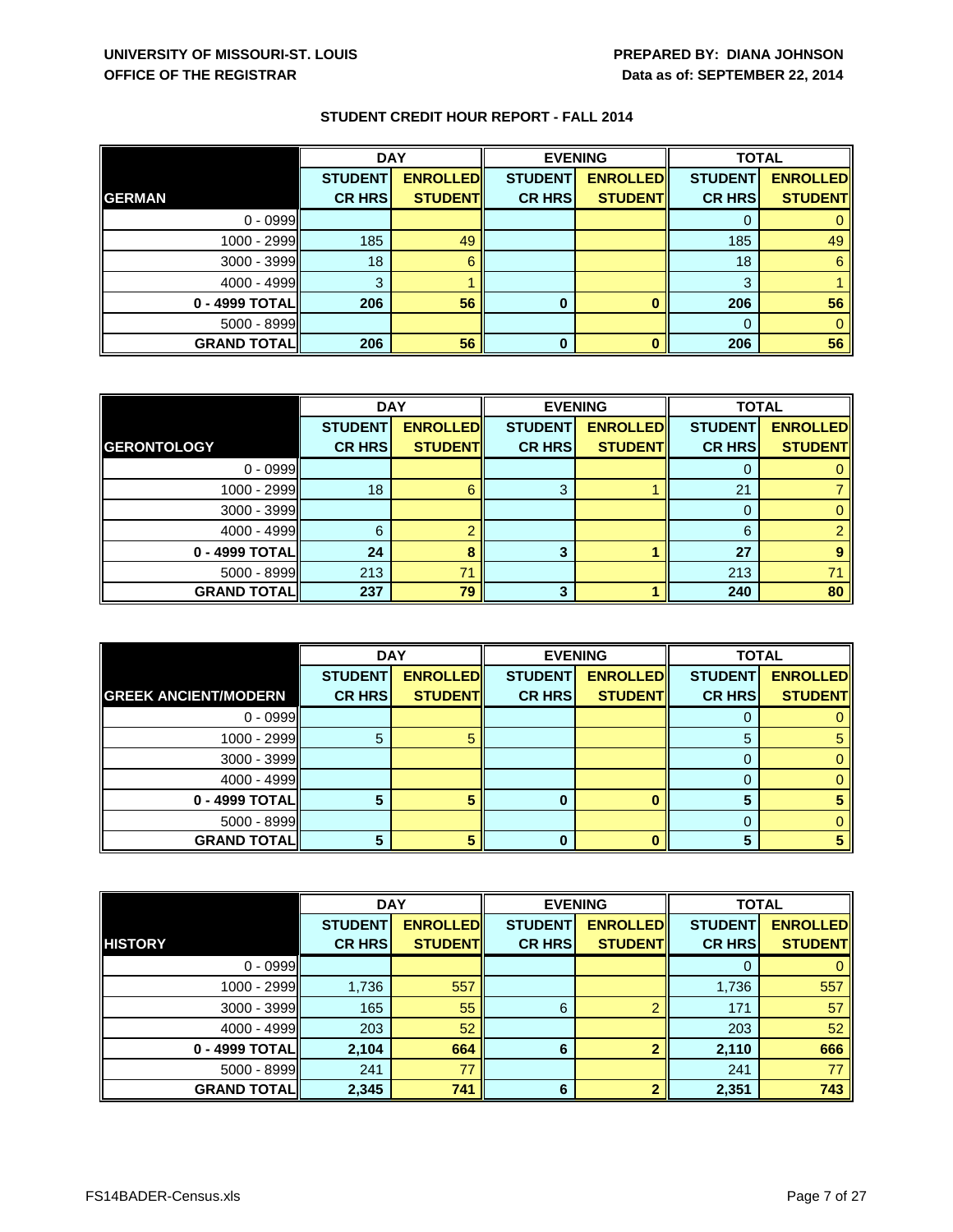UNIVERSITY OF MISSOURI-ST. LOUIS
OFFICE OF THE REGISTRAR

PREPARED BY: DIANA JOHNSON
Data as of: SEPTEMBER 22, 2014

## STUDENT CREDIT HOUR REPORT - FALL 2014

| | DAY | | EVENING | | TOTAL | |
|---|---|---|---|---|---|---|
| **GERMAN** | **STUDENT CR HRS** | **ENROLLED STUDENT** | **STUDENT CR HRS** | **ENROLLED STUDENT** | **STUDENT CR HRS** | **ENROLLED STUDENT** |
| 0 - 0999 | | | | | 0 | 0 |
| 1000 - 2999 | 185 | 49 | | | 185 | 49 |
| 3000 - 3999 | 18 | 6 | | | 18 | 6 |
| 4000 - 4999 | 3 | 1 | | | 3 | 1 |
| **0 - 4999 TOTAL** | **206** | **56** | **0** | **0** | **206** | **56** |
| 5000 - 8999 | | | | | 0 | 0 |
| **GRAND TOTAL** | **206** | **56** | **0** | **0** | **206** | **56** |

| | DAY | | EVENING | | TOTAL | |
|---|---|---|---|---|---|---|
| **GERONTOLOGY** | **STUDENT CR HRS** | **ENROLLED STUDENT** | **STUDENT CR HRS** | **ENROLLED STUDENT** | **STUDENT CR HRS** | **ENROLLED STUDENT** |
| 0 - 0999 | | | | | 0 | 0 |
| 1000 - 2999 | 18 | 6 | 3 | 1 | 21 | 7 |
| 3000 - 3999 | | | | | 0 | 0 |
| 4000 - 4999 | 6 | 2 | | | 6 | 2 |
| **0 - 4999 TOTAL** | **24** | **8** | **3** | **1** | **27** | **9** |
| 5000 - 8999 | 213 | 71 | | | 213 | 71 |
| **GRAND TOTAL** | **237** | **79** | **3** | **1** | **240** | **80** |

| | DAY | | EVENING | | TOTAL | |
|---|---|---|---|---|---|---|
| **GREEK ANCIENT/MODERN** | **STUDENT CR HRS** | **ENROLLED STUDENT** | **STUDENT CR HRS** | **ENROLLED STUDENT** | **STUDENT CR HRS** | **ENROLLED STUDENT** |
| 0 - 0999 | | | | | 0 | 0 |
| 1000 - 2999 | 5 | 5 | | | 5 | 5 |
| 3000 - 3999 | | | | | 0 | 0 |
| 4000 - 4999 | | | | | 0 | 0 |
| **0 - 4999 TOTAL** | **5** | **5** | **0** | **0** | **5** | **5** |
| 5000 - 8999 | | | | | 0 | 0 |
| **GRAND TOTAL** | **5** | **5** | **0** | **0** | **5** | **5** |

| | DAY | | EVENING | | TOTAL | |
|---|---|---|---|---|---|---|
| **HISTORY** | **STUDENT CR HRS** | **ENROLLED STUDENT** | **STUDENT CR HRS** | **ENROLLED STUDENT** | **STUDENT CR HRS** | **ENROLLED STUDENT** |
| 0 - 0999 | | | | | 0 | 0 |
| 1000 - 2999 | 1,736 | 557 | | | 1,736 | 557 |
| 3000 - 3999 | 165 | 55 | 6 | 2 | 171 | 57 |
| 4000 - 4999 | 203 | 52 | | | 203 | 52 |
| **0 - 4999 TOTAL** | **2,104** | **664** | **6** | **2** | **2,110** | **666** |
| 5000 - 8999 | 241 | 77 | | | 241 | 77 |
| **GRAND TOTAL** | **2,345** | **741** | **6** | **2** | **2,351** | **743** |

FS14BADER-Census.xls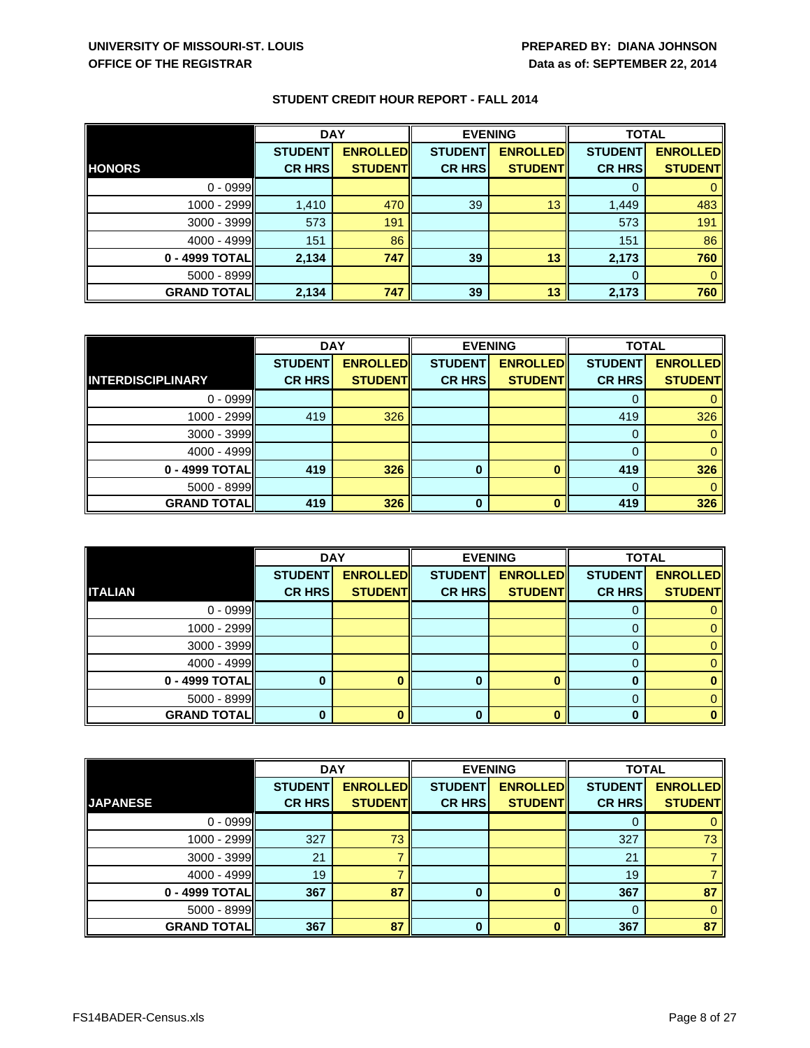UNIVERSITY OF MISSOURI-ST. LOUIS
OFFICE OF THE REGISTRAR

PREPARED BY: DIANA JOHNSON
Data as of: SEPTEMBER 22, 2014

## STUDENT CREDIT HOUR REPORT - FALL 2014

| | DAY | | EVENING | | TOTAL | |
|---|---|---|---|---|---|---|
| **HONORS** | **STUDENT CR HRS** | **ENROLLED STUDENT** | **STUDENT CR HRS** | **ENROLLED STUDENT** | **STUDENT CR HRS** | **ENROLLED STUDENT** |
| 0 - 0999 | | | | | 0 | 0 |
| 1000 - 2999 | 1,410 | 470 | 39 | 13 | 1,449 | 483 |
| 3000 - 3999 | 573 | 191 | | | 573 | 191 |
| 4000 - 4999 | 151 | 86 | | | 151 | 86 |
| **0 - 4999 TOTAL** | **2,134** | **747** | **39** | **13** | **2,173** | **760** |
| 5000 - 8999 | | | | | 0 | 0 |
| **GRAND TOTAL** | **2,134** | **747** | **39** | **13** | **2,173** | **760** |

| | DAY | | EVENING | | TOTAL | |
|---|---|---|---|---|---|---|
| **INTERDISCIPLINARY** | **STUDENT CR HRS** | **ENROLLED STUDENT** | **STUDENT CR HRS** | **ENROLLED STUDENT** | **STUDENT CR HRS** | **ENROLLED STUDENT** |
| 0 - 0999 | | | | | 0 | 0 |
| 1000 - 2999 | 419 | 326 | | | 419 | 326 |
| 3000 - 3999 | | | | | 0 | 0 |
| 4000 - 4999 | | | | | 0 | 0 |
| **0 - 4999 TOTAL** | **419** | **326** | **0** | **0** | **419** | **326** |
| 5000 - 8999 | | | | | 0 | 0 |
| **GRAND TOTAL** | **419** | **326** | **0** | **0** | **419** | **326** |

| | DAY | | EVENING | | TOTAL | |
|---|---|---|---|---|---|---|
| **ITALIAN** | **STUDENT CR HRS** | **ENROLLED STUDENT** | **STUDENT CR HRS** | **ENROLLED STUDENT** | **STUDENT CR HRS** | **ENROLLED STUDENT** |
| 0 - 0999 | | | | | 0 | 0 |
| 1000 - 2999 | | | | | 0 | 0 |
| 3000 - 3999 | | | | | 0 | 0 |
| 4000 - 4999 | | | | | 0 | 0 |
| **0 - 4999 TOTAL** | **0** | **0** | **0** | **0** | **0** | **0** |
| 5000 - 8999 | | | | | 0 | 0 |
| **GRAND TOTAL** | **0** | **0** | **0** | **0** | **0** | **0** |

| | DAY | | EVENING | | TOTAL | |
|---|---|---|---|---|---|---|
| **JAPANESE** | **STUDENT CR HRS** | **ENROLLED STUDENT** | **STUDENT CR HRS** | **ENROLLED STUDENT** | **STUDENT CR HRS** | **ENROLLED STUDENT** |
| 0 - 0999 | | | | | 0 | 0 |
| 1000 - 2999 | 327 | 73 | | | 327 | 73 |
| 3000 - 3999 | 21 | 7 | | | 21 | 7 |
| 4000 - 4999 | 19 | 7 | | | 19 | 7 |
| **0 - 4999 TOTAL** | **367** | **87** | **0** | **0** | **367** | **87** |
| 5000 - 8999 | | | | | 0 | 0 |
| **GRAND TOTAL** | **367** | **87** | **0** | **0** | **367** | **87** |

FS14BADER-Census.xls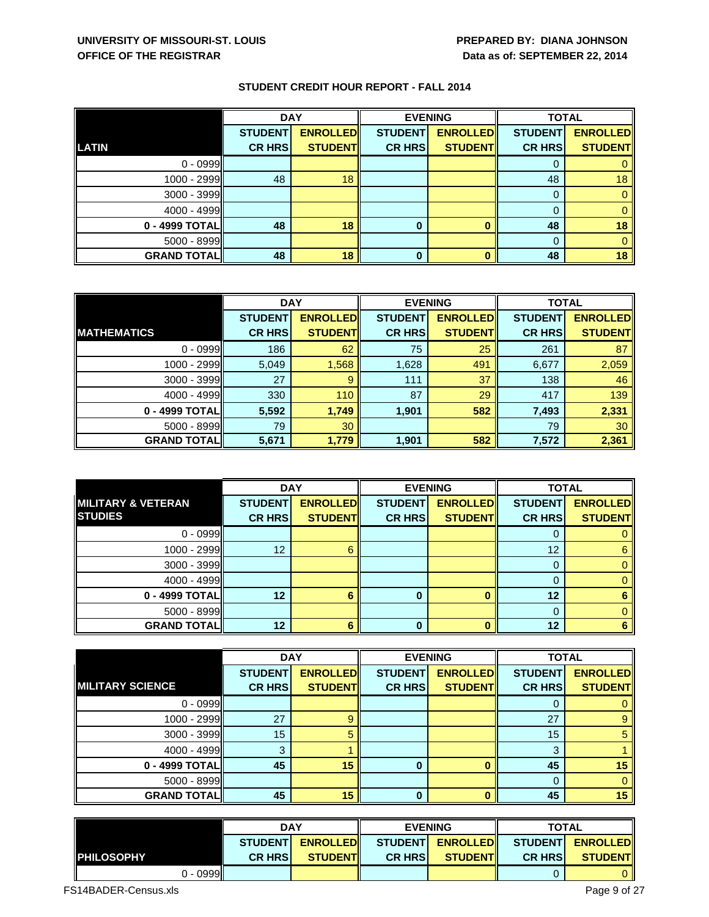**UNIVERSITY OF MISSOURI-ST. LOUIS**
**OFFICE OF THE REGISTRAR**

**PREPARED BY: DIANA JOHNSON**
**Data as of: SEPTEMBER 22, 2014**

## STUDENT CREDIT HOUR REPORT - FALL 2014

| | DAY | | EVENING | | TOTAL | |
|---|---|---|---|---|---|---|
| **LATIN** | **STUDENT CR HRS** | **ENROLLED STUDENT** | **STUDENT CR HRS** | **ENROLLED STUDENT** | **STUDENT CR HRS** | **ENROLLED STUDENT** |
| 0 - 0999 | | | | | 0 | 0 |
| 1000 - 2999 | 48 | 18 | | | 48 | 18 |
| 3000 - 3999 | | | | | 0 | 0 |
| 4000 - 4999 | | | | | 0 | 0 |
| **0 - 4999 TOTAL** | **48** | **18** | **0** | **0** | **48** | **18** |
| 5000 - 8999 | | | | | 0 | 0 |
| **GRAND TOTAL** | **48** | **18** | **0** | **0** | **48** | **18** |

| | DAY | | EVENING | | TOTAL | |
|---|---|---|---|---|---|---|
| **MATHEMATICS** | **STUDENT CR HRS** | **ENROLLED STUDENT** | **STUDENT CR HRS** | **ENROLLED STUDENT** | **STUDENT CR HRS** | **ENROLLED STUDENT** |
| 0 - 0999 | 186 | 62 | 75 | 25 | 261 | 87 |
| 1000 - 2999 | 5,049 | 1,568 | 1,628 | 491 | 6,677 | 2,059 |
| 3000 - 3999 | 27 | 9 | 111 | 37 | 138 | 46 |
| 4000 - 4999 | 330 | 110 | 87 | 29 | 417 | 139 |
| **0 - 4999 TOTAL** | **5,592** | **1,749** | **1,901** | **582** | **7,493** | **2,331** |
| 5000 - 8999 | 79 | 30 | | | 79 | 30 |
| **GRAND TOTAL** | **5,671** | **1,779** | **1,901** | **582** | **7,572** | **2,361** |

| | DAY | | EVENING | | TOTAL | |
|---|---|---|---|---|---|---|
| **MILITARY & VETERAN STUDIES** | **STUDENT CR HRS** | **ENROLLED STUDENT** | **STUDENT CR HRS** | **ENROLLED STUDENT** | **STUDENT CR HRS** | **ENROLLED STUDENT** |
| 0 - 0999 | | | | | 0 | 0 |
| 1000 - 2999 | 12 | 6 | | | 12 | 6 |
| 3000 - 3999 | | | | | 0 | 0 |
| 4000 - 4999 | | | | | 0 | 0 |
| **0 - 4999 TOTAL** | **12** | **6** | **0** | **0** | **12** | **6** |
| 5000 - 8999 | | | | | 0 | 0 |
| **GRAND TOTAL** | **12** | **6** | **0** | **0** | **12** | **6** |

| | DAY | | EVENING | | TOTAL | |
|---|---|---|---|---|---|---|
| **MILITARY SCIENCE** | **STUDENT CR HRS** | **ENROLLED STUDENT** | **STUDENT CR HRS** | **ENROLLED STUDENT** | **STUDENT CR HRS** | **ENROLLED STUDENT** |
| 0 - 0999 | | | | | 0 | 0 |
| 1000 - 2999 | 27 | 9 | | | 27 | 9 |
| 3000 - 3999 | 15 | 5 | | | 15 | 5 |
| 4000 - 4999 | 3 | 1 | | | 3 | 1 |
| **0 - 4999 TOTAL** | **45** | **15** | **0** | **0** | **45** | **15** |
| 5000 - 8999 | | | | | 0 | 0 |
| **GRAND TOTAL** | **45** | **15** | **0** | **0** | **45** | **15** |

| | DAY | | EVENING | | TOTAL | |
|---|---|---|---|---|---|---|
| **PHILOSOPHY** | **STUDENT CR HRS** | **ENROLLED STUDENT** | **STUDENT CR HRS** | **ENROLLED STUDENT** | **STUDENT CR HRS** | **ENROLLED STUDENT** |
| 0 - 0999 | | | | | 0 | 0 |

FS14BADER-Census.xls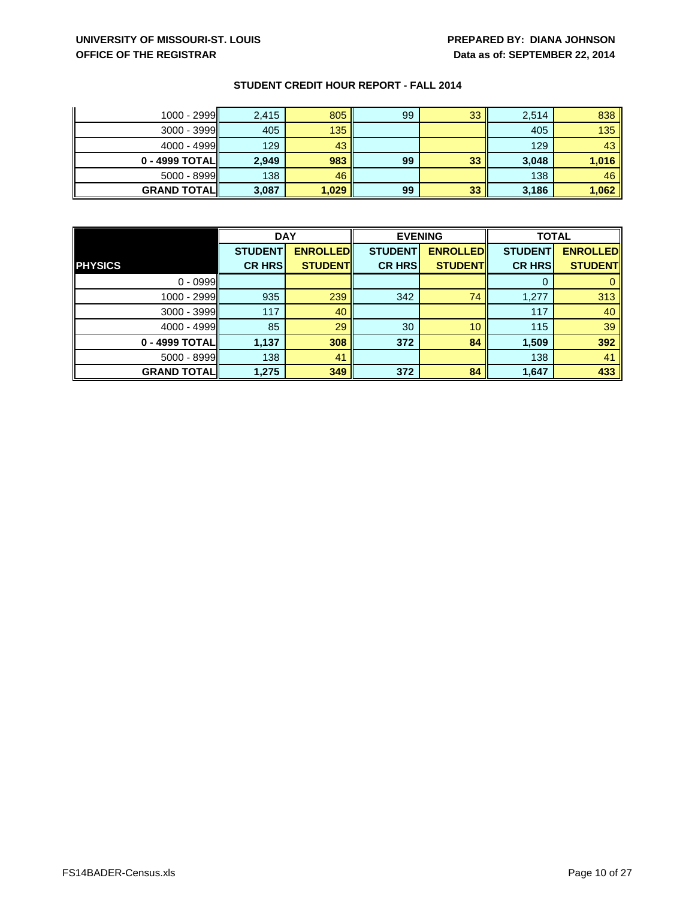UNIVERSITY OF MISSOURI-ST. LOUIS
OFFICE OF THE REGISTRAR

PREPARED BY: DIANA JOHNSON
Data as of: SEPTEMBER 22, 2014

## STUDENT CREDIT HOUR REPORT - FALL 2014

| | | | | | | |
|---|---|---|---|---|---|---|
| 1000 - 2999 | 2,415 | 805 | 99 | 33 | 2,514 | 838 |
| 3000 - 3999 | 405 | 135 | | | 405 | 135 |
| 4000 - 4999 | 129 | 43 | | | 129 | 43 |
| **0 - 4999 TOTAL** | **2,949** | **983** | **99** | **33** | **3,048** | **1,016** |
| 5000 - 8999 | 138 | 46 | | | 138 | 46 |
| **GRAND TOTAL** | **3,087** | **1,029** | **99** | **33** | **3,186** | **1,062** |

| | DAY | | EVENING | | TOTAL | |
|---|---|---|---|---|---|---|
| **PHYSICS** | **STUDENT CR HRS** | **ENROLLED STUDENT** | **STUDENT CR HRS** | **ENROLLED STUDENT** | **STUDENT CR HRS** | **ENROLLED STUDENT** |
| 0 - 0999 | | | | | 0 | 0 |
| 1000 - 2999 | 935 | 239 | 342 | 74 | 1,277 | 313 |
| 3000 - 3999 | 117 | 40 | | | 117 | 40 |
| 4000 - 4999 | 85 | 29 | 30 | 10 | 115 | 39 |
| **0 - 4999 TOTAL** | **1,137** | **308** | **372** | **84** | **1,509** | **392** |
| 5000 - 8999 | 138 | 41 | | | 138 | 41 |
| **GRAND TOTAL** | **1,275** | **349** | **372** | **84** | **1,647** | **433** |

FS14BADER-Census.xls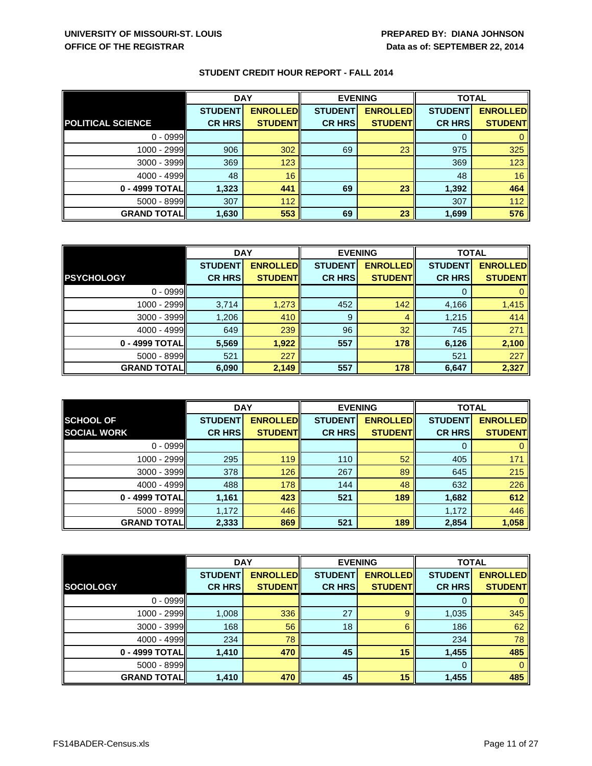**UNIVERSITY OF MISSOURI-ST. LOUIS**
**OFFICE OF THE REGISTRAR**

**PREPARED BY: DIANA JOHNSON**
**Data as of: SEPTEMBER 22, 2014**

## STUDENT CREDIT HOUR REPORT - FALL 2014

| | DAY | | EVENING | | TOTAL | |
|---|---|---|---|---|---|---|
| **POLITICAL SCIENCE** | **STUDENT CR HRS** | **ENROLLED STUDENT** | **STUDENT CR HRS** | **ENROLLED STUDENT** | **STUDENT CR HRS** | **ENROLLED STUDENT** |
| 0 - 0999 | | | | | 0 | 0 |
| 1000 - 2999 | 906 | 302 | 69 | 23 | 975 | 325 |
| 3000 - 3999 | 369 | 123 | | | 369 | 123 |
| 4000 - 4999 | 48 | 16 | | | 48 | 16 |
| **0 - 4999 TOTAL** | **1,323** | **441** | **69** | **23** | **1,392** | **464** |
| 5000 - 8999 | 307 | 112 | | | 307 | 112 |
| **GRAND TOTAL** | **1,630** | **553** | **69** | **23** | **1,699** | **576** |

| | DAY | | EVENING | | TOTAL | |
|---|---|---|---|---|---|---|
| **PSYCHOLOGY** | **STUDENT CR HRS** | **ENROLLED STUDENT** | **STUDENT CR HRS** | **ENROLLED STUDENT** | **STUDENT CR HRS** | **ENROLLED STUDENT** |
| 0 - 0999 | | | | | 0 | 0 |
| 1000 - 2999 | 3,714 | 1,273 | 452 | 142 | 4,166 | 1,415 |
| 3000 - 3999 | 1,206 | 410 | 9 | 4 | 1,215 | 414 |
| 4000 - 4999 | 649 | 239 | 96 | 32 | 745 | 271 |
| **0 - 4999 TOTAL** | **5,569** | **1,922** | **557** | **178** | **6,126** | **2,100** |
| 5000 - 8999 | 521 | 227 | | | 521 | 227 |
| **GRAND TOTAL** | **6,090** | **2,149** | **557** | **178** | **6,647** | **2,327** |

| | DAY | | EVENING | | TOTAL | |
|---|---|---|---|---|---|---|
| **SCHOOL OF SOCIAL WORK** | **STUDENT CR HRS** | **ENROLLED STUDENT** | **STUDENT CR HRS** | **ENROLLED STUDENT** | **STUDENT CR HRS** | **ENROLLED STUDENT** |
| 0 - 0999 | | | | | 0 | 0 |
| 1000 - 2999 | 295 | 119 | 110 | 52 | 405 | 171 |
| 3000 - 3999 | 378 | 126 | 267 | 89 | 645 | 215 |
| 4000 - 4999 | 488 | 178 | 144 | 48 | 632 | 226 |
| **0 - 4999 TOTAL** | **1,161** | **423** | **521** | **189** | **1,682** | **612** |
| 5000 - 8999 | 1,172 | 446 | | | 1,172 | 446 |
| **GRAND TOTAL** | **2,333** | **869** | **521** | **189** | **2,854** | **1,058** |

| | DAY | | EVENING | | TOTAL | |
|---|---|---|---|---|---|---|
| **SOCIOLOGY** | **STUDENT CR HRS** | **ENROLLED STUDENT** | **STUDENT CR HRS** | **ENROLLED STUDENT** | **STUDENT CR HRS** | **ENROLLED STUDENT** |
| 0 - 0999 | | | | | 0 | 0 |
| 1000 - 2999 | 1,008 | 336 | 27 | 9 | 1,035 | 345 |
| 3000 - 3999 | 168 | 56 | 18 | 6 | 186 | 62 |
| 4000 - 4999 | 234 | 78 | | | 234 | 78 |
| **0 - 4999 TOTAL** | **1,410** | **470** | **45** | **15** | **1,455** | **485** |
| 5000 - 8999 | | | | | 0 | 0 |
| **GRAND TOTAL** | **1,410** | **470** | **45** | **15** | **1,455** | **485** |

FS14BADER-Census.xls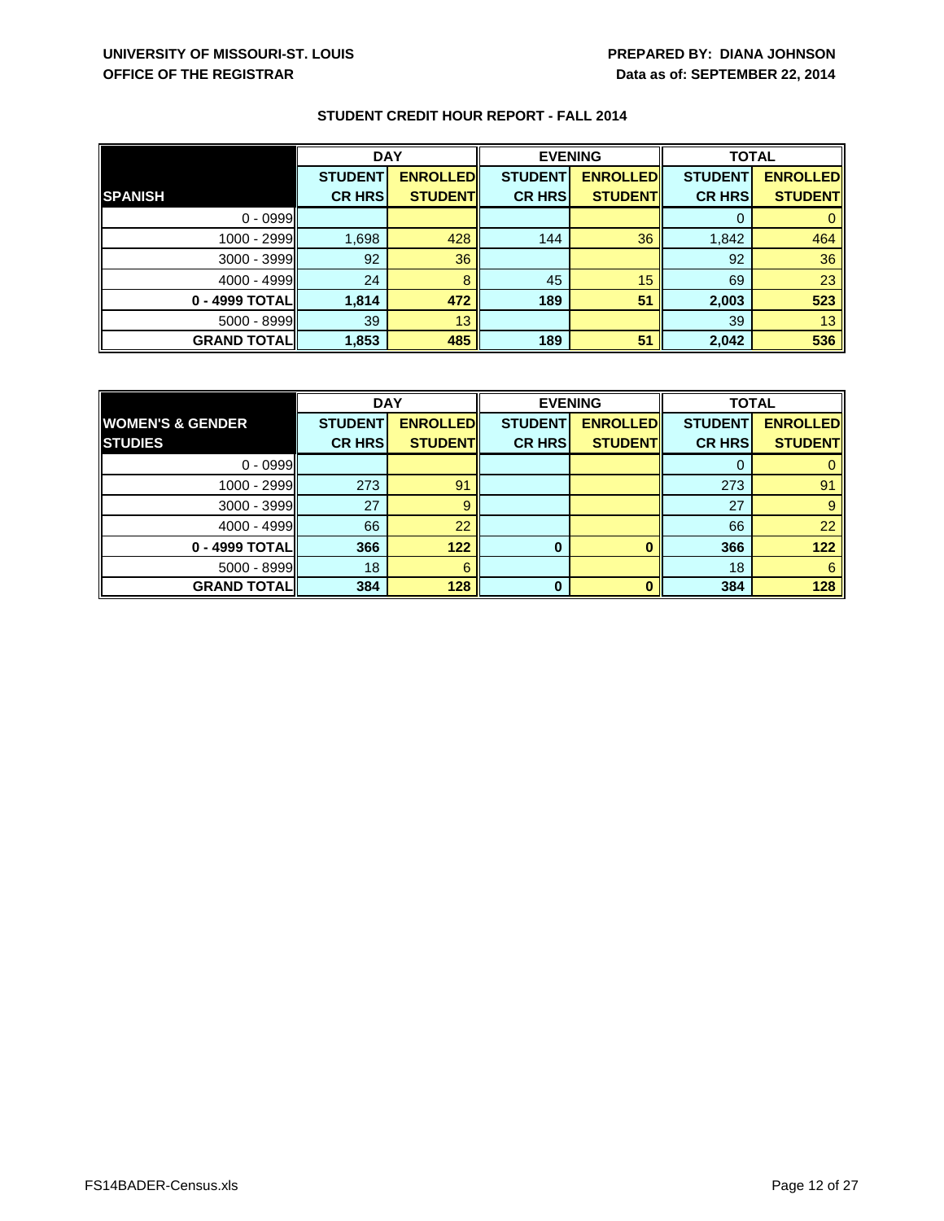**UNIVERSITY OF MISSOURI-ST. LOUIS**
**OFFICE OF THE REGISTRAR**

**PREPARED BY: DIANA JOHNSON**
**Data as of: SEPTEMBER 22, 2014**

## STUDENT CREDIT HOUR REPORT - FALL 2014

| SPANISH | DAY | | EVENING | | TOTAL | |
|---|---|---|---|---|---|---|
| | STUDENT CR HRS | ENROLLED STUDENT | STUDENT CR HRS | ENROLLED STUDENT | STUDENT CR HRS | ENROLLED STUDENT |
| 0 - 0999 | | | | | 0 | 0 |
| 1000 - 2999 | 1,698 | 428 | 144 | 36 | 1,842 | 464 |
| 3000 - 3999 | 92 | 36 | | | 92 | 36 |
| 4000 - 4999 | 24 | 8 | 45 | 15 | 69 | 23 |
| **0 - 4999 TOTAL** | **1,814** | **472** | **189** | **51** | **2,003** | **523** |
| 5000 - 8999 | 39 | 13 | | | 39 | 13 |
| **GRAND TOTAL** | **1,853** | **485** | **189** | **51** | **2,042** | **536** |

| WOMEN'S & GENDER STUDIES | DAY | | EVENING | | TOTAL | |
|---|---|---|---|---|---|---|
| | STUDENT CR HRS | ENROLLED STUDENT | STUDENT CR HRS | ENROLLED STUDENT | STUDENT CR HRS | ENROLLED STUDENT |
| 0 - 0999 | | | | | 0 | 0 |
| 1000 - 2999 | 273 | 91 | | | 273 | 91 |
| 3000 - 3999 | 27 | 9 | | | 27 | 9 |
| 4000 - 4999 | 66 | 22 | | | 66 | 22 |
| **0 - 4999 TOTAL** | **366** | **122** | **0** | **0** | **366** | **122** |
| 5000 - 8999 | 18 | 6 | | | 18 | 6 |
| **GRAND TOTAL** | **384** | **128** | **0** | **0** | **384** | **128** |

FS14BADER-Census.xls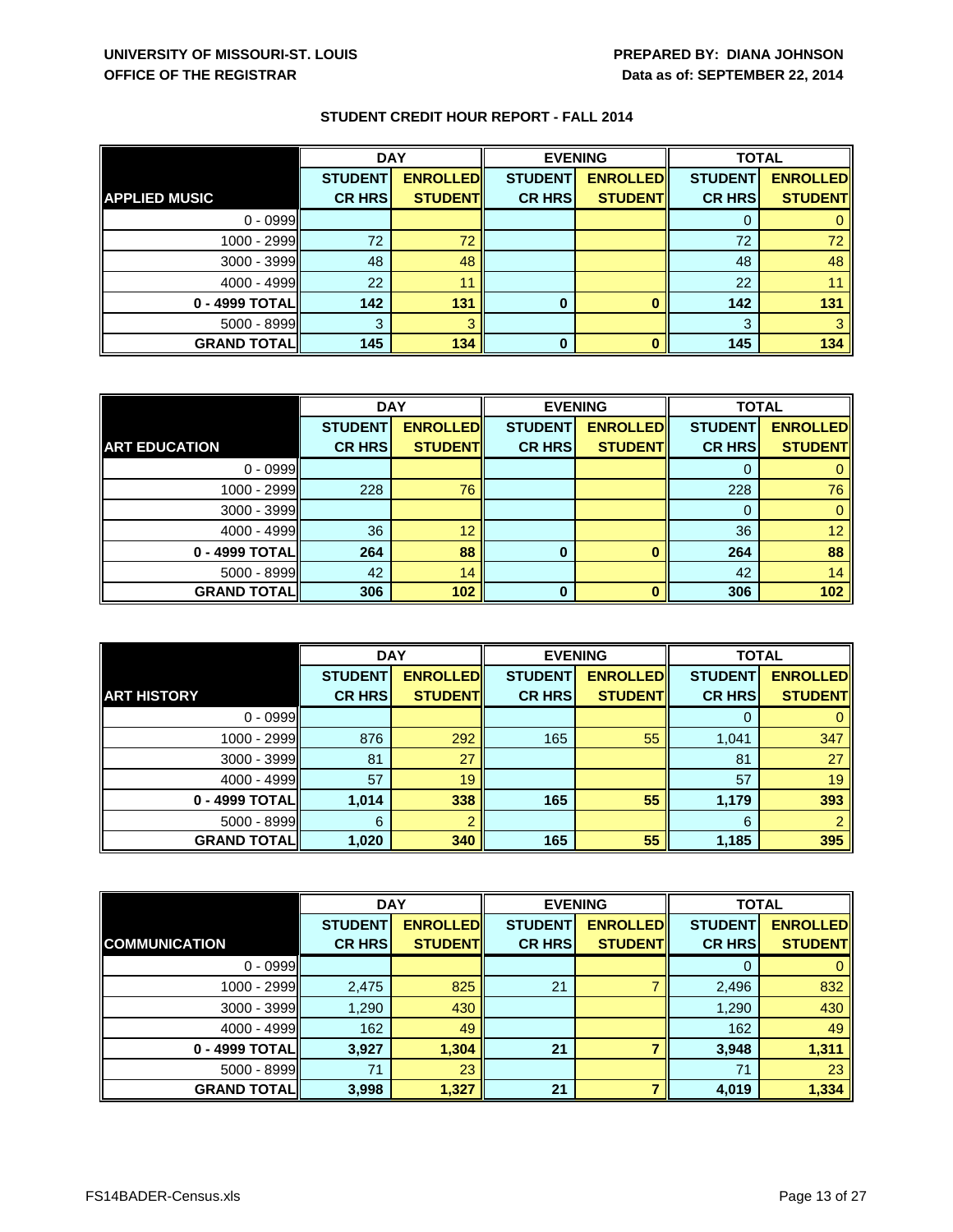UNIVERSITY OF MISSOURI-ST. LOUIS
OFFICE OF THE REGISTRAR

PREPARED BY: DIANA JOHNSON
Data as of: SEPTEMBER 22, 2014

# STUDENT CREDIT HOUR REPORT - FALL 2014

| | DAY | | EVENING | | TOTAL | |
|---|---|---|---|---|---|---|
| **APPLIED MUSIC** | **STUDENT CR HRS** | **ENROLLED STUDENT** | **STUDENT CR HRS** | **ENROLLED STUDENT** | **STUDENT CR HRS** | **ENROLLED STUDENT** |
| 0 - 0999 | | | | | 0 | 0 |
| 1000 - 2999 | 72 | 72 | | | 72 | 72 |
| 3000 - 3999 | 48 | 48 | | | 48 | 48 |
| 4000 - 4999 | 22 | 11 | | | 22 | 11 |
| **0 - 4999 TOTAL** | **142** | **131** | **0** | **0** | **142** | **131** |
| 5000 - 8999 | 3 | 3 | | | 3 | 3 |
| **GRAND TOTAL** | **145** | **134** | **0** | **0** | **145** | **134** |

| | DAY | | EVENING | | TOTAL | |
|---|---|---|---|---|---|---|
| **ART EDUCATION** | **STUDENT CR HRS** | **ENROLLED STUDENT** | **STUDENT CR HRS** | **ENROLLED STUDENT** | **STUDENT CR HRS** | **ENROLLED STUDENT** |
| 0 - 0999 | | | | | 0 | 0 |
| 1000 - 2999 | 228 | 76 | | | 228 | 76 |
| 3000 - 3999 | | | | | 0 | 0 |
| 4000 - 4999 | 36 | 12 | | | 36 | 12 |
| **0 - 4999 TOTAL** | **264** | **88** | **0** | **0** | **264** | **88** |
| 5000 - 8999 | 42 | 14 | | | 42 | 14 |
| **GRAND TOTAL** | **306** | **102** | **0** | **0** | **306** | **102** |

| | DAY | | EVENING | | TOTAL | |
|---|---|---|---|---|---|---|
| **ART HISTORY** | **STUDENT CR HRS** | **ENROLLED STUDENT** | **STUDENT CR HRS** | **ENROLLED STUDENT** | **STUDENT CR HRS** | **ENROLLED STUDENT** |
| 0 - 0999 | | | | | 0 | 0 |
| 1000 - 2999 | 876 | 292 | 165 | 55 | 1,041 | 347 |
| 3000 - 3999 | 81 | 27 | | | 81 | 27 |
| 4000 - 4999 | 57 | 19 | | | 57 | 19 |
| **0 - 4999 TOTAL** | **1,014** | **338** | **165** | **55** | **1,179** | **393** |
| 5000 - 8999 | 6 | 2 | | | 6 | 2 |
| **GRAND TOTAL** | **1,020** | **340** | **165** | **55** | **1,185** | **395** |

| | DAY | | EVENING | | TOTAL | |
|---|---|---|---|---|---|---|
| **COMMUNICATION** | **STUDENT CR HRS** | **ENROLLED STUDENT** | **STUDENT CR HRS** | **ENROLLED STUDENT** | **STUDENT CR HRS** | **ENROLLED STUDENT** |
| 0 - 0999 | | | | | 0 | 0 |
| 1000 - 2999 | 2,475 | 825 | 21 | 7 | 2,496 | 832 |
| 3000 - 3999 | 1,290 | 430 | | | 1,290 | 430 |
| 4000 - 4999 | 162 | 49 | | | 162 | 49 |
| **0 - 4999 TOTAL** | **3,927** | **1,304** | **21** | **7** | **3,948** | **1,311** |
| 5000 - 8999 | 71 | 23 | | | 71 | 23 |
| **GRAND TOTAL** | **3,998** | **1,327** | **21** | **7** | **4,019** | **1,334** |

FS14BADER-Census.xls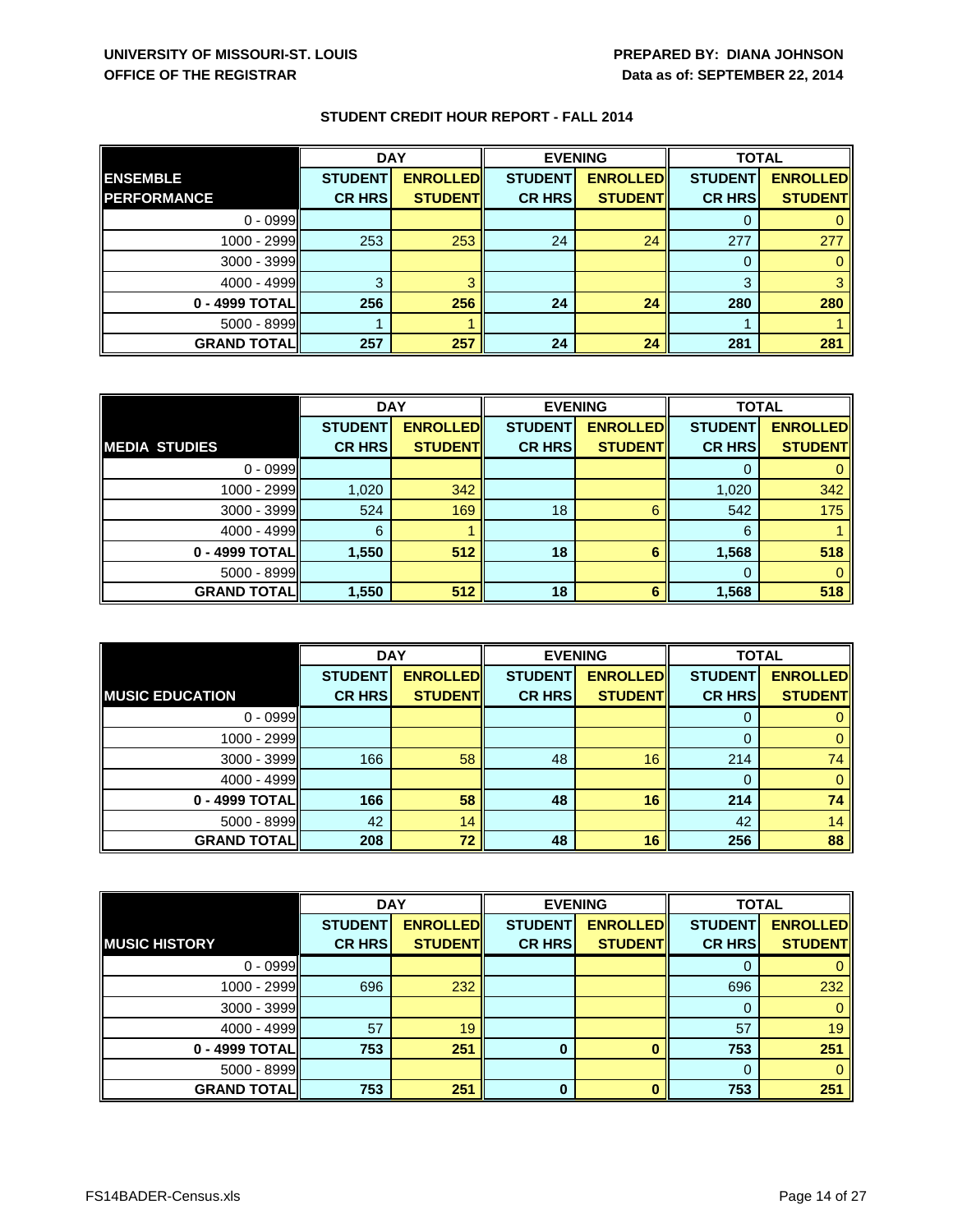UNIVERSITY OF MISSOURI-ST. LOUIS
OFFICE OF THE REGISTRAR

PREPARED BY: DIANA JOHNSON
Data as of: SEPTEMBER 22, 2014

## STUDENT CREDIT HOUR REPORT - FALL 2014

| ENSEMBLE PERFORMANCE | DAY | | EVENING | | TOTAL | |
|---|---|---|---|---|---|---|
| | STUDENT CR HRS | ENROLLED STUDENT | STUDENT CR HRS | ENROLLED STUDENT | STUDENT CR HRS | ENROLLED STUDENT |
| 0 - 0999 | | | | | 0 | 0 |
| 1000 - 2999 | 253 | 253 | 24 | 24 | 277 | 277 |
| 3000 - 3999 | | | | | 0 | 0 |
| 4000 - 4999 | 3 | 3 | | | 3 | 3 |
| **0 - 4999 TOTAL** | **256** | **256** | **24** | **24** | **280** | **280** |
| 5000 - 8999 | 1 | 1 | | | 1 | 1 |
| **GRAND TOTAL** | **257** | **257** | **24** | **24** | **281** | **281** |

| MEDIA STUDIES | DAY | | EVENING | | TOTAL | |
|---|---|---|---|---|---|---|
| | STUDENT CR HRS | ENROLLED STUDENT | STUDENT CR HRS | ENROLLED STUDENT | STUDENT CR HRS | ENROLLED STUDENT |
| 0 - 0999 | | | | | 0 | 0 |
| 1000 - 2999 | 1,020 | 342 | | | 1,020 | 342 |
| 3000 - 3999 | 524 | 169 | 18 | 6 | 542 | 175 |
| 4000 - 4999 | 6 | 1 | | | 6 | 1 |
| **0 - 4999 TOTAL** | **1,550** | **512** | **18** | **6** | **1,568** | **518** |
| 5000 - 8999 | | | | | 0 | 0 |
| **GRAND TOTAL** | **1,550** | **512** | **18** | **6** | **1,568** | **518** |

| MUSIC EDUCATION | DAY | | EVENING | | TOTAL | |
|---|---|---|---|---|---|---|
| | STUDENT CR HRS | ENROLLED STUDENT | STUDENT CR HRS | ENROLLED STUDENT | STUDENT CR HRS | ENROLLED STUDENT |
| 0 - 0999 | | | | | 0 | 0 |
| 1000 - 2999 | | | | | 0 | 0 |
| 3000 - 3999 | 166 | 58 | 48 | 16 | 214 | 74 |
| 4000 - 4999 | | | | | 0 | 0 |
| **0 - 4999 TOTAL** | **166** | **58** | **48** | **16** | **214** | **74** |
| 5000 - 8999 | 42 | 14 | | | 42 | 14 |
| **GRAND TOTAL** | **208** | **72** | **48** | **16** | **256** | **88** |

| MUSIC HISTORY | DAY | | EVENING | | TOTAL | |
|---|---|---|---|---|---|---|
| | STUDENT CR HRS | ENROLLED STUDENT | STUDENT CR HRS | ENROLLED STUDENT | STUDENT CR HRS | ENROLLED STUDENT |
| 0 - 0999 | | | | | 0 | 0 |
| 1000 - 2999 | 696 | 232 | | | 696 | 232 |
| 3000 - 3999 | | | | | 0 | 0 |
| 4000 - 4999 | 57 | 19 | | | 57 | 19 |
| **0 - 4999 TOTAL** | **753** | **251** | **0** | **0** | **753** | **251** |
| 5000 - 8999 | | | | | 0 | 0 |
| **GRAND TOTAL** | **753** | **251** | **0** | **0** | **753** | **251** |

FS14BADER-Census.xls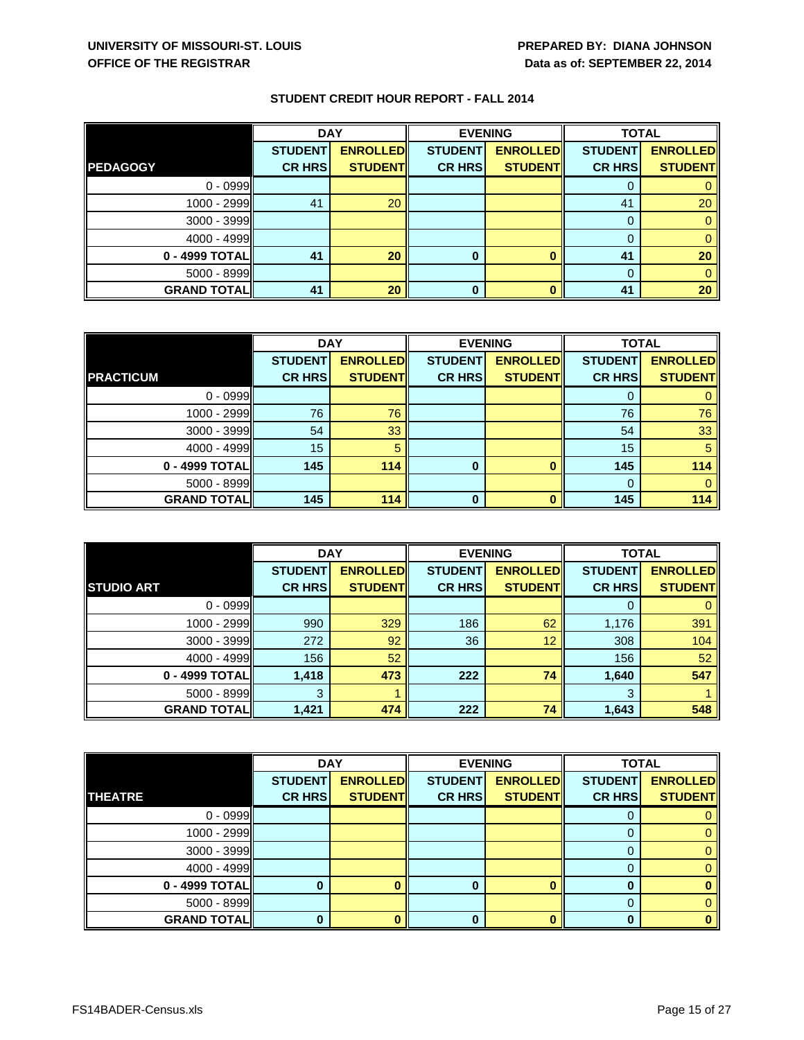UNIVERSITY OF MISSOURI-ST. LOUIS
OFFICE OF THE REGISTRAR

PREPARED BY: DIANA JOHNSON
Data as of: SEPTEMBER 22, 2014

## STUDENT CREDIT HOUR REPORT - FALL 2014

| | DAY | | EVENING | | TOTAL | |
|---|---|---|---|---|---|---|
| **PEDAGOGY** | **STUDENT CR HRS** | **ENROLLED STUDENT** | **STUDENT CR HRS** | **ENROLLED STUDENT** | **STUDENT CR HRS** | **ENROLLED STUDENT** |
| 0 - 0999 | | | | | 0 | 0 |
| 1000 - 2999 | 41 | 20 | | | 41 | 20 |
| 3000 - 3999 | | | | | 0 | 0 |
| 4000 - 4999 | | | | | 0 | 0 |
| **0 - 4999 TOTAL** | **41** | **20** | **0** | **0** | **41** | **20** |
| 5000 - 8999 | | | | | 0 | 0 |
| **GRAND TOTAL** | **41** | **20** | **0** | **0** | **41** | **20** |

| | DAY | | EVENING | | TOTAL | |
|---|---|---|---|---|---|---|
| **PRACTICUM** | **STUDENT CR HRS** | **ENROLLED STUDENT** | **STUDENT CR HRS** | **ENROLLED STUDENT** | **STUDENT CR HRS** | **ENROLLED STUDENT** |
| 0 - 0999 | | | | | 0 | 0 |
| 1000 - 2999 | 76 | 76 | | | 76 | 76 |
| 3000 - 3999 | 54 | 33 | | | 54 | 33 |
| 4000 - 4999 | 15 | 5 | | | 15 | 5 |
| **0 - 4999 TOTAL** | **145** | **114** | **0** | **0** | **145** | **114** |
| 5000 - 8999 | | | | | 0 | 0 |
| **GRAND TOTAL** | **145** | **114** | **0** | **0** | **145** | **114** |

| | DAY | | EVENING | | TOTAL | |
|---|---|---|---|---|---|---|
| **STUDIO ART** | **STUDENT CR HRS** | **ENROLLED STUDENT** | **STUDENT CR HRS** | **ENROLLED STUDENT** | **STUDENT CR HRS** | **ENROLLED STUDENT** |
| 0 - 0999 | | | | | 0 | 0 |
| 1000 - 2999 | 990 | 329 | 186 | 62 | 1,176 | 391 |
| 3000 - 3999 | 272 | 92 | 36 | 12 | 308 | 104 |
| 4000 - 4999 | 156 | 52 | | | 156 | 52 |
| **0 - 4999 TOTAL** | **1,418** | **473** | **222** | **74** | **1,640** | **547** |
| 5000 - 8999 | 3 | 1 | | | 3 | 1 |
| **GRAND TOTAL** | **1,421** | **474** | **222** | **74** | **1,643** | **548** |

| | DAY | | EVENING | | TOTAL | |
|---|---|---|---|---|---|---|
| **THEATRE** | **STUDENT CR HRS** | **ENROLLED STUDENT** | **STUDENT CR HRS** | **ENROLLED STUDENT** | **STUDENT CR HRS** | **ENROLLED STUDENT** |
| 0 - 0999 | | | | | 0 | 0 |
| 1000 - 2999 | | | | | 0 | 0 |
| 3000 - 3999 | | | | | 0 | 0 |
| 4000 - 4999 | | | | | 0 | 0 |
| **0 - 4999 TOTAL** | **0** | **0** | **0** | **0** | **0** | **0** |
| 5000 - 8999 | | | | | 0 | 0 |
| **GRAND TOTAL** | **0** | **0** | **0** | **0** | **0** | **0** |

FS14BADER-Census.xls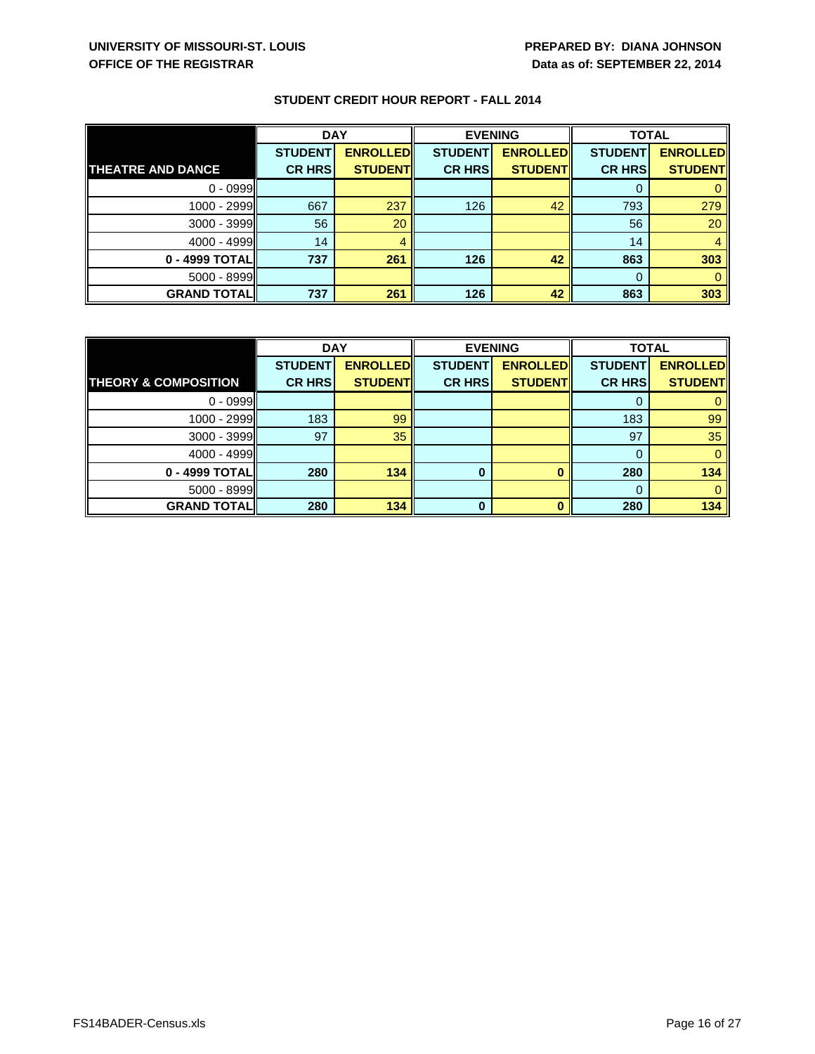UNIVERSITY OF MISSOURI-ST. LOUIS
OFFICE OF THE REGISTRAR

PREPARED BY: DIANA JOHNSON
Data as of: SEPTEMBER 22, 2014

## STUDENT CREDIT HOUR REPORT - FALL 2014

| | DAY | | EVENING | | TOTAL | |
|---|---|---|---|---|---|---|
| **THEATRE AND DANCE** | **STUDENT CR HRS** | **ENROLLED STUDENT** | **STUDENT CR HRS** | **ENROLLED STUDENT** | **STUDENT CR HRS** | **ENROLLED STUDENT** |
| 0 - 0999 | | | | | 0 | 0 |
| 1000 - 2999 | 667 | 237 | 126 | 42 | 793 | 279 |
| 3000 - 3999 | 56 | 20 | | | 56 | 20 |
| 4000 - 4999 | 14 | 4 | | | 14 | 4 |
| **0 - 4999 TOTAL** | **737** | **261** | **126** | **42** | **863** | **303** |
| 5000 - 8999 | | | | | 0 | 0 |
| **GRAND TOTAL** | **737** | **261** | **126** | **42** | **863** | **303** |

| | DAY | | EVENING | | TOTAL | |
|---|---|---|---|---|---|---|
| **THEORY & COMPOSITION** | **STUDENT CR HRS** | **ENROLLED STUDENT** | **STUDENT CR HRS** | **ENROLLED STUDENT** | **STUDENT CR HRS** | **ENROLLED STUDENT** |
| 0 - 0999 | | | | | 0 | 0 |
| 1000 - 2999 | 183 | 99 | | | 183 | 99 |
| 3000 - 3999 | 97 | 35 | | | 97 | 35 |
| 4000 - 4999 | | | | | 0 | 0 |
| **0 - 4999 TOTAL** | **280** | **134** | **0** | **0** | **280** | **134** |
| 5000 - 8999 | | | | | 0 | 0 |
| **GRAND TOTAL** | **280** | **134** | **0** | **0** | **280** | **134** |

FS14BADER-Census.xls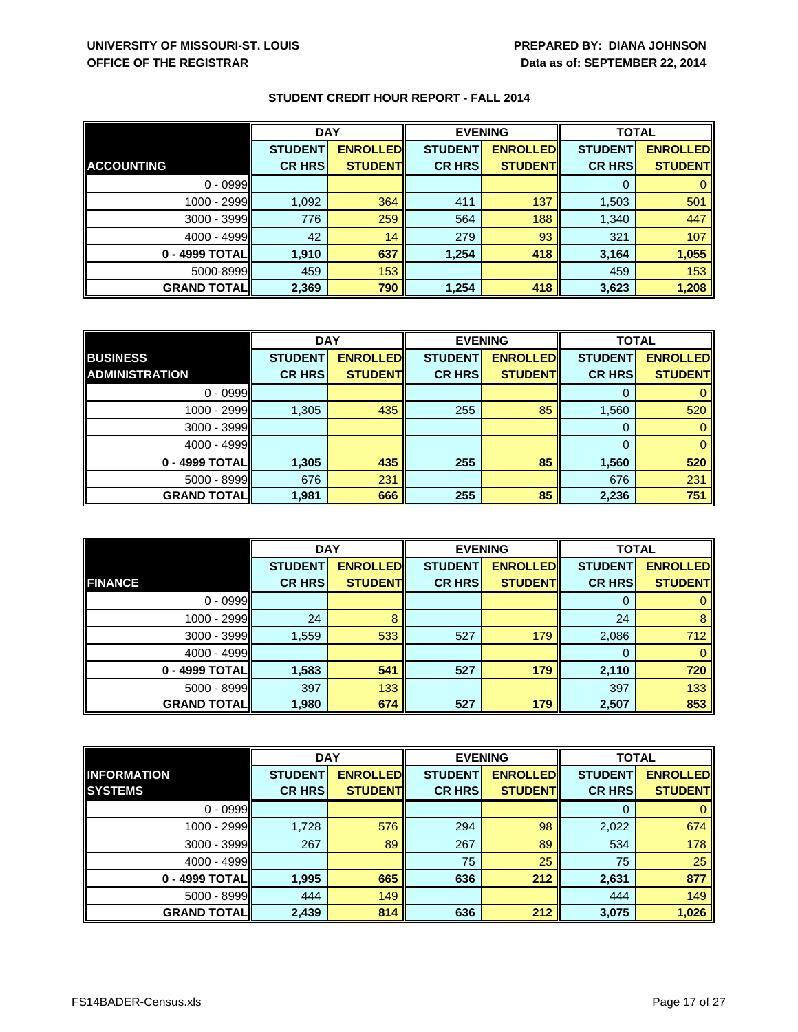**UNIVERSITY OF MISSOURI-ST. LOUIS**
**OFFICE OF THE REGISTRAR**

**PREPARED BY: DIANA JOHNSON**
**Data as of: SEPTEMBER 22, 2014**

## STUDENT CREDIT HOUR REPORT - FALL 2014

| | DAY | | EVENING | | TOTAL | |
|---|---|---|---|---|---|---|
| **ACCOUNTING** | **STUDENT CR HRS** | **ENROLLED STUDENT** | **STUDENT CR HRS** | **ENROLLED STUDENT** | **STUDENT CR HRS** | **ENROLLED STUDENT** |
| 0 - 0999 | | | | | 0 | 0 |
| 1000 - 2999 | 1,092 | 364 | 411 | 137 | 1,503 | 501 |
| 3000 - 3999 | 776 | 259 | 564 | 188 | 1,340 | 447 |
| 4000 - 4999 | 42 | 14 | 279 | 93 | 321 | 107 |
| **0 - 4999 TOTAL** | **1,910** | **637** | **1,254** | **418** | **3,164** | **1,055** |
| 5000-8999 | 459 | 153 | | | 459 | 153 |
| **GRAND TOTAL** | **2,369** | **790** | **1,254** | **418** | **3,623** | **1,208** |

| | DAY | | EVENING | | TOTAL | |
|---|---|---|---|---|---|---|
| **BUSINESS ADMINISTRATION** | **STUDENT CR HRS** | **ENROLLED STUDENT** | **STUDENT CR HRS** | **ENROLLED STUDENT** | **STUDENT CR HRS** | **ENROLLED STUDENT** |
| 0 - 0999 | | | | | 0 | 0 |
| 1000 - 2999 | 1,305 | 435 | 255 | 85 | 1,560 | 520 |
| 3000 - 3999 | | | | | 0 | 0 |
| 4000 - 4999 | | | | | 0 | 0 |
| **0 - 4999 TOTAL** | **1,305** | **435** | **255** | **85** | **1,560** | **520** |
| 5000 - 8999 | 676 | 231 | | | 676 | 231 |
| **GRAND TOTAL** | **1,981** | **666** | **255** | **85** | **2,236** | **751** |

| | DAY | | EVENING | | TOTAL | |
|---|---|---|---|---|---|---|
| **FINANCE** | **STUDENT CR HRS** | **ENROLLED STUDENT** | **STUDENT CR HRS** | **ENROLLED STUDENT** | **STUDENT CR HRS** | **ENROLLED STUDENT** |
| 0 - 0999 | | | | | 0 | 0 |
| 1000 - 2999 | 24 | 8 | | | 24 | 8 |
| 3000 - 3999 | 1,559 | 533 | 527 | 179 | 2,086 | 712 |
| 4000 - 4999 | | | | | 0 | 0 |
| **0 - 4999 TOTAL** | **1,583** | **541** | **527** | **179** | **2,110** | **720** |
| 5000 - 8999 | 397 | 133 | | | 397 | 133 |
| **GRAND TOTAL** | **1,980** | **674** | **527** | **179** | **2,507** | **853** |

| | DAY | | EVENING | | TOTAL | |
|---|---|---|---|---|---|---|
| **INFORMATION SYSTEMS** | **STUDENT CR HRS** | **ENROLLED STUDENT** | **STUDENT CR HRS** | **ENROLLED STUDENT** | **STUDENT CR HRS** | **ENROLLED STUDENT** |
| 0 - 0999 | | | | | 0 | 0 |
| 1000 - 2999 | 1,728 | 576 | 294 | 98 | 2,022 | 674 |
| 3000 - 3999 | 267 | 89 | 267 | 89 | 534 | 178 |
| 4000 - 4999 | | | 75 | 25 | 75 | 25 |
| **0 - 4999 TOTAL** | **1,995** | **665** | **636** | **212** | **2,631** | **877** |
| 5000 - 8999 | 444 | 149 | | | 444 | 149 |
| **GRAND TOTAL** | **2,439** | **814** | **636** | **212** | **3,075** | **1,026** |

FS14BADER-Census.xls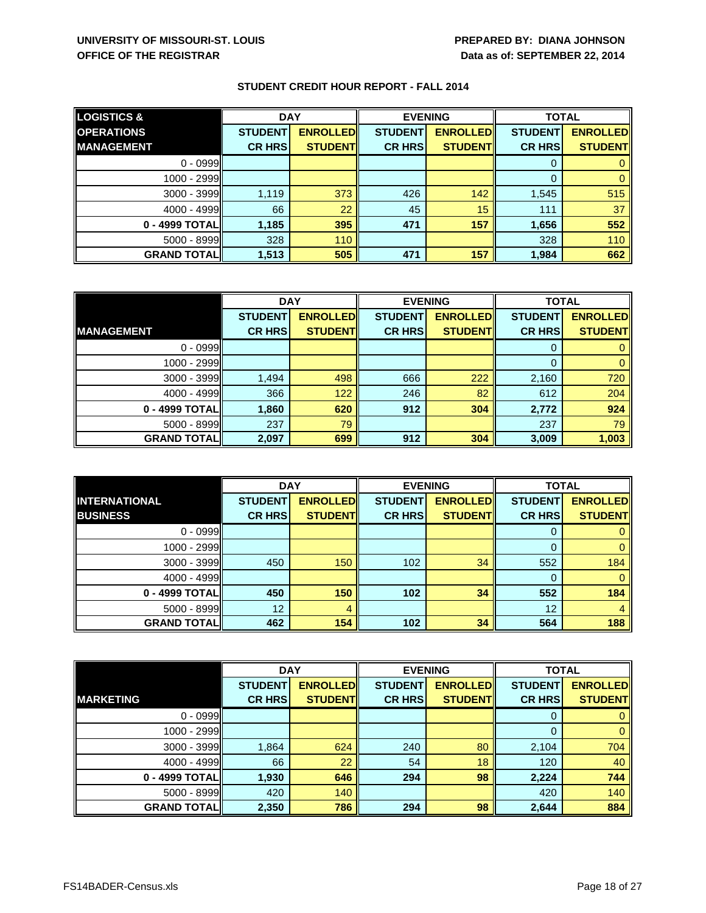UNIVERSITY OF MISSOURI-ST. LOUIS
OFFICE OF THE REGISTRAR

PREPARED BY: DIANA JOHNSON
Data as of: SEPTEMBER 22, 2014

## STUDENT CREDIT HOUR REPORT - FALL 2014

| LOGISTICS & OPERATIONS MANAGEMENT | DAY | | EVENING | | TOTAL | |
|---|---|---|---|---|---|---|
| | STUDENT CR HRS | ENROLLED STUDENT | STUDENT CR HRS | ENROLLED STUDENT | STUDENT CR HRS | ENROLLED STUDENT |
| 0 - 0999 | | | | | 0 | 0 |
| 1000 - 2999 | | | | | 0 | 0 |
| 3000 - 3999 | 1,119 | 373 | 426 | 142 | 1,545 | 515 |
| 4000 - 4999 | 66 | 22 | 45 | 15 | 111 | 37 |
| **0 - 4999 TOTAL** | **1,185** | **395** | **471** | **157** | **1,656** | **552** |
| 5000 - 8999 | 328 | 110 | | | 328 | 110 |
| **GRAND TOTAL** | **1,513** | **505** | **471** | **157** | **1,984** | **662** |

| MANAGEMENT | DAY | | EVENING | | TOTAL | |
|---|---|---|---|---|---|---|
| | STUDENT CR HRS | ENROLLED STUDENT | STUDENT CR HRS | ENROLLED STUDENT | STUDENT CR HRS | ENROLLED STUDENT |
| 0 - 0999 | | | | | 0 | 0 |
| 1000 - 2999 | | | | | 0 | 0 |
| 3000 - 3999 | 1,494 | 498 | 666 | 222 | 2,160 | 720 |
| 4000 - 4999 | 366 | 122 | 246 | 82 | 612 | 204 |
| **0 - 4999 TOTAL** | **1,860** | **620** | **912** | **304** | **2,772** | **924** |
| 5000 - 8999 | 237 | 79 | | | 237 | 79 |
| **GRAND TOTAL** | **2,097** | **699** | **912** | **304** | **3,009** | **1,003** |

| INTERNATIONAL BUSINESS | DAY | | EVENING | | TOTAL | |
|---|---|---|---|---|---|---|
| | STUDENT CR HRS | ENROLLED STUDENT | STUDENT CR HRS | ENROLLED STUDENT | STUDENT CR HRS | ENROLLED STUDENT |
| 0 - 0999 | | | | | 0 | 0 |
| 1000 - 2999 | | | | | 0 | 0 |
| 3000 - 3999 | 450 | 150 | 102 | 34 | 552 | 184 |
| 4000 - 4999 | | | | | 0 | 0 |
| **0 - 4999 TOTAL** | **450** | **150** | **102** | **34** | **552** | **184** |
| 5000 - 8999 | 12 | 4 | | | 12 | 4 |
| **GRAND TOTAL** | **462** | **154** | **102** | **34** | **564** | **188** |

| MARKETING | DAY | | EVENING | | TOTAL | |
|---|---|---|---|---|---|---|
| | STUDENT CR HRS | ENROLLED STUDENT | STUDENT CR HRS | ENROLLED STUDENT | STUDENT CR HRS | ENROLLED STUDENT |
| 0 - 0999 | | | | | 0 | 0 |
| 1000 - 2999 | | | | | 0 | 0 |
| 3000 - 3999 | 1,864 | 624 | 240 | 80 | 2,104 | 704 |
| 4000 - 4999 | 66 | 22 | 54 | 18 | 120 | 40 |
| **0 - 4999 TOTAL** | **1,930** | **646** | **294** | **98** | **2,224** | **744** |
| 5000 - 8999 | 420 | 140 | | | 420 | 140 |
| **GRAND TOTAL** | **2,350** | **786** | **294** | **98** | **2,644** | **884** |

FS14BADER-Census.xls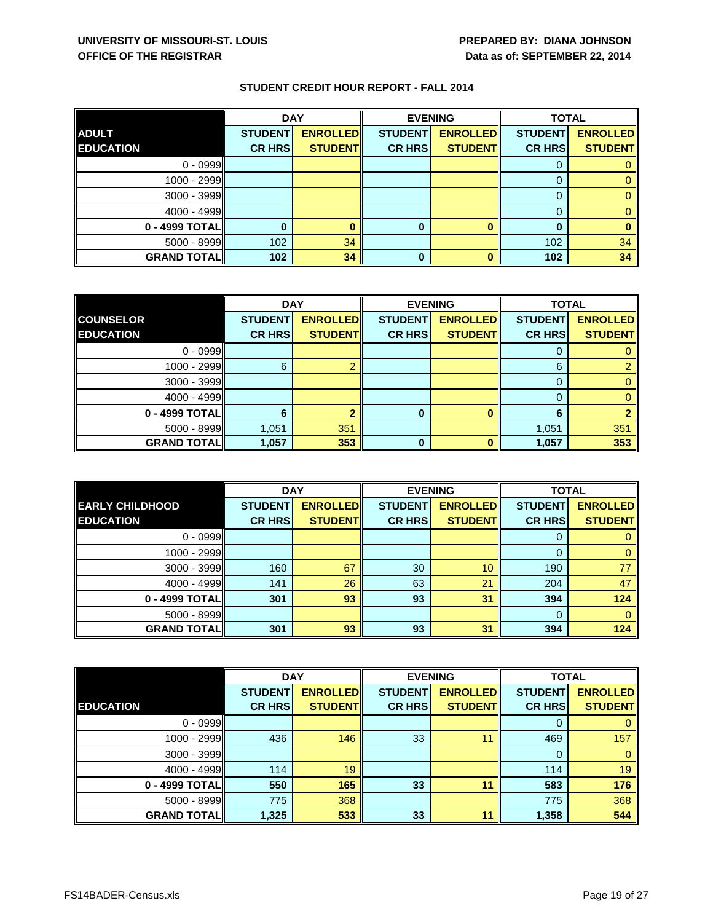**UNIVERSITY OF MISSOURI-ST. LOUIS**
**OFFICE OF THE REGISTRAR**

**PREPARED BY: DIANA JOHNSON**
**Data as of: SEPTEMBER 22, 2014**

## STUDENT CREDIT HOUR REPORT - FALL 2014

| | DAY | | EVENING | | TOTAL | |
|---|---|---|---|---|---|---|
| **ADULT EDUCATION** | **STUDENT CR HRS** | **ENROLLED STUDENT** | **STUDENT CR HRS** | **ENROLLED STUDENT** | **STUDENT CR HRS** | **ENROLLED STUDENT** |
| 0 - 0999 | | | | | 0 | 0 |
| 1000 - 2999 | | | | | 0 | 0 |
| 3000 - 3999 | | | | | 0 | 0 |
| 4000 - 4999 | | | | | 0 | 0 |
| **0 - 4999 TOTAL** | **0** | **0** | **0** | **0** | **0** | **0** |
| 5000 - 8999 | 102 | 34 | | | 102 | 34 |
| **GRAND TOTAL** | **102** | **34** | **0** | **0** | **102** | **34** |

| | DAY | | EVENING | | TOTAL | |
|---|---|---|---|---|---|---|
| **COUNSELOR EDUCATION** | **STUDENT CR HRS** | **ENROLLED STUDENT** | **STUDENT CR HRS** | **ENROLLED STUDENT** | **STUDENT CR HRS** | **ENROLLED STUDENT** |
| 0 - 0999 | | | | | 0 | 0 |
| 1000 - 2999 | 6 | 2 | | | 6 | 2 |
| 3000 - 3999 | | | | | 0 | 0 |
| 4000 - 4999 | | | | | 0 | 0 |
| **0 - 4999 TOTAL** | **6** | **2** | **0** | **0** | **6** | **2** |
| 5000 - 8999 | 1,051 | 351 | | | 1,051 | 351 |
| **GRAND TOTAL** | **1,057** | **353** | **0** | **0** | **1,057** | **353** |

| | DAY | | EVENING | | TOTAL | |
|---|---|---|---|---|---|---|
| **EARLY CHILDHOOD EDUCATION** | **STUDENT CR HRS** | **ENROLLED STUDENT** | **STUDENT CR HRS** | **ENROLLED STUDENT** | **STUDENT CR HRS** | **ENROLLED STUDENT** |
| 0 - 0999 | | | | | 0 | 0 |
| 1000 - 2999 | | | | | 0 | 0 |
| 3000 - 3999 | 160 | 67 | 30 | 10 | 190 | 77 |
| 4000 - 4999 | 141 | 26 | 63 | 21 | 204 | 47 |
| **0 - 4999 TOTAL** | **301** | **93** | **93** | **31** | **394** | **124** |
| 5000 - 8999 | | | | | 0 | 0 |
| **GRAND TOTAL** | **301** | **93** | **93** | **31** | **394** | **124** |

| | DAY | | EVENING | | TOTAL | |
|---|---|---|---|---|---|---|
| **EDUCATION** | **STUDENT CR HRS** | **ENROLLED STUDENT** | **STUDENT CR HRS** | **ENROLLED STUDENT** | **STUDENT CR HRS** | **ENROLLED STUDENT** |
| 0 - 0999 | | | | | 0 | 0 |
| 1000 - 2999 | 436 | 146 | 33 | 11 | 469 | 157 |
| 3000 - 3999 | | | | | 0 | 0 |
| 4000 - 4999 | 114 | 19 | | | 114 | 19 |
| **0 - 4999 TOTAL** | **550** | **165** | **33** | **11** | **583** | **176** |
| 5000 - 8999 | 775 | 368 | | | 775 | 368 |
| **GRAND TOTAL** | **1,325** | **533** | **33** | **11** | **1,358** | **544** |

FS14BADER-Census.xls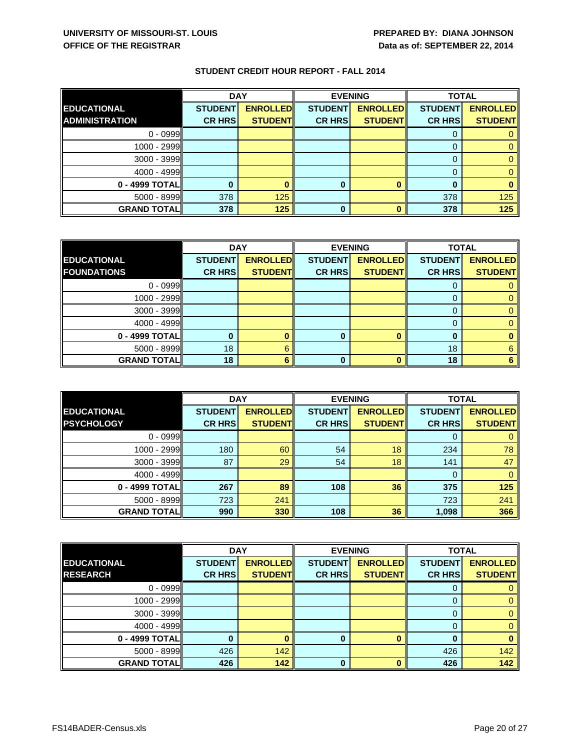UNIVERSITY OF MISSOURI-ST. LOUIS
OFFICE OF THE REGISTRAR

PREPARED BY: DIANA JOHNSON
Data as of: SEPTEMBER 22, 2014

## STUDENT CREDIT HOUR REPORT - FALL 2014

| | DAY | | EVENING | | TOTAL | |
|---|---|---|---|---|---|---|
| **EDUCATIONAL ADMINISTRATION** | **STUDENT CR HRS** | **ENROLLED STUDENT** | **STUDENT CR HRS** | **ENROLLED STUDENT** | **STUDENT CR HRS** | **ENROLLED STUDENT** |
| 0 - 0999 | | | | | 0 | 0 |
| 1000 - 2999 | | | | | 0 | 0 |
| 3000 - 3999 | | | | | 0 | 0 |
| 4000 - 4999 | | | | | 0 | 0 |
| **0 - 4999 TOTAL** | **0** | **0** | **0** | **0** | **0** | **0** |
| 5000 - 8999 | 378 | 125 | | | 378 | 125 |
| **GRAND TOTAL** | **378** | **125** | **0** | **0** | **378** | **125** |

| | DAY | | EVENING | | TOTAL | |
|---|---|---|---|---|---|---|
| **EDUCATIONAL FOUNDATIONS** | **STUDENT CR HRS** | **ENROLLED STUDENT** | **STUDENT CR HRS** | **ENROLLED STUDENT** | **STUDENT CR HRS** | **ENROLLED STUDENT** |
| 0 - 0999 | | | | | 0 | 0 |
| 1000 - 2999 | | | | | 0 | 0 |
| 3000 - 3999 | | | | | 0 | 0 |
| 4000 - 4999 | | | | | 0 | 0 |
| **0 - 4999 TOTAL** | **0** | **0** | **0** | **0** | **0** | **0** |
| 5000 - 8999 | 18 | 6 | | | 18 | 6 |
| **GRAND TOTAL** | **18** | **6** | **0** | **0** | **18** | **6** |

| | DAY | | EVENING | | TOTAL | |
|---|---|---|---|---|---|---|
| **EDUCATIONAL PSYCHOLOGY** | **STUDENT CR HRS** | **ENROLLED STUDENT** | **STUDENT CR HRS** | **ENROLLED STUDENT** | **STUDENT CR HRS** | **ENROLLED STUDENT** |
| 0 - 0999 | | | | | 0 | 0 |
| 1000 - 2999 | 180 | 60 | 54 | 18 | 234 | 78 |
| 3000 - 3999 | 87 | 29 | 54 | 18 | 141 | 47 |
| 4000 - 4999 | | | | | 0 | 0 |
| **0 - 4999 TOTAL** | **267** | **89** | **108** | **36** | **375** | **125** |
| 5000 - 8999 | 723 | 241 | | | 723 | 241 |
| **GRAND TOTAL** | **990** | **330** | **108** | **36** | **1,098** | **366** |

| | DAY | | EVENING | | TOTAL | |
|---|---|---|---|---|---|---|
| **EDUCATIONAL RESEARCH** | **STUDENT CR HRS** | **ENROLLED STUDENT** | **STUDENT CR HRS** | **ENROLLED STUDENT** | **STUDENT CR HRS** | **ENROLLED STUDENT** |
| 0 - 0999 | | | | | 0 | 0 |
| 1000 - 2999 | | | | | 0 | 0 |
| 3000 - 3999 | | | | | 0 | 0 |
| 4000 - 4999 | | | | | 0 | 0 |
| **0 - 4999 TOTAL** | **0** | **0** | **0** | **0** | **0** | **0** |
| 5000 - 8999 | 426 | 142 | | | 426 | 142 |
| **GRAND TOTAL** | **426** | **142** | **0** | **0** | **426** | **142** |

FS14BADER-Census.xls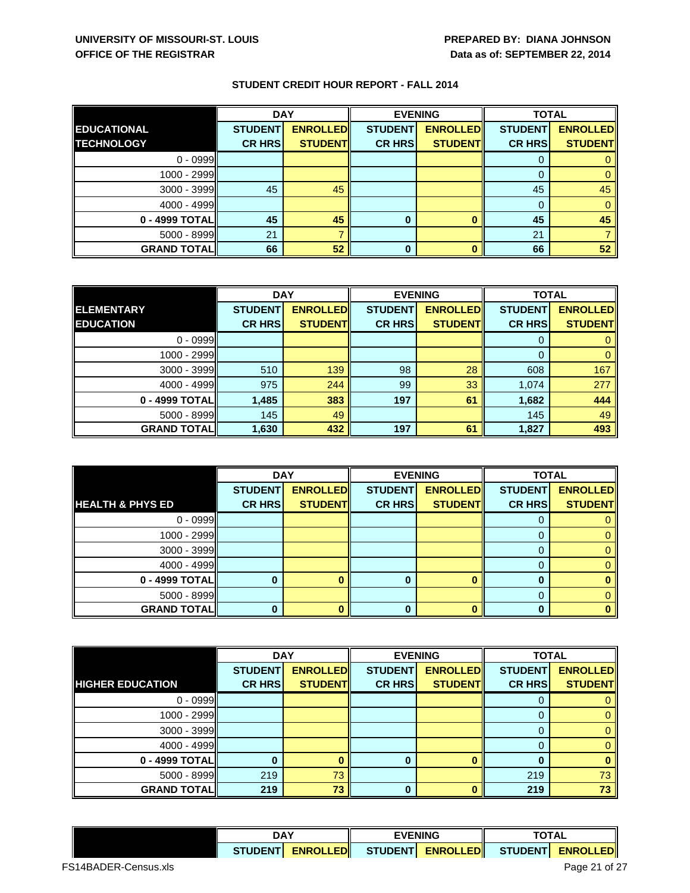**UNIVERSITY OF MISSOURI-ST. LOUIS**
**OFFICE OF THE REGISTRAR**

**PREPARED BY: DIANA JOHNSON**
**Data as of: SEPTEMBER 22, 2014**

## STUDENT CREDIT HOUR REPORT - FALL 2014

| | DAY | | EVENING | | TOTAL | |
|---|---|---|---|---|---|---|
| **EDUCATIONAL TECHNOLOGY** | **STUDENT CR HRS** | **ENROLLED STUDENT** | **STUDENT CR HRS** | **ENROLLED STUDENT** | **STUDENT CR HRS** | **ENROLLED STUDENT** |
| 0 - 0999 | | | | | 0 | 0 |
| 1000 - 2999 | | | | | 0 | 0 |
| 3000 - 3999 | 45 | 45 | | | 45 | 45 |
| 4000 - 4999 | | | | | 0 | 0 |
| **0 - 4999 TOTAL** | **45** | **45** | **0** | **0** | **45** | **45** |
| 5000 - 8999 | 21 | 7 | | | 21 | 7 |
| **GRAND TOTAL** | **66** | **52** | **0** | **0** | **66** | **52** |

| | DAY | | EVENING | | TOTAL | |
|---|---|---|---|---|---|---|
| **ELEMENTARY EDUCATION** | **STUDENT CR HRS** | **ENROLLED STUDENT** | **STUDENT CR HRS** | **ENROLLED STUDENT** | **STUDENT CR HRS** | **ENROLLED STUDENT** |
| 0 - 0999 | | | | | 0 | 0 |
| 1000 - 2999 | | | | | 0 | 0 |
| 3000 - 3999 | 510 | 139 | 98 | 28 | 608 | 167 |
| 4000 - 4999 | 975 | 244 | 99 | 33 | 1,074 | 277 |
| **0 - 4999 TOTAL** | **1,485** | **383** | **197** | **61** | **1,682** | **444** |
| 5000 - 8999 | 145 | 49 | | | 145 | 49 |
| **GRAND TOTAL** | **1,630** | **432** | **197** | **61** | **1,827** | **493** |

| | DAY | | EVENING | | TOTAL | |
|---|---|---|---|---|---|---|
| **HEALTH & PHYS ED** | **STUDENT CR HRS** | **ENROLLED STUDENT** | **STUDENT CR HRS** | **ENROLLED STUDENT** | **STUDENT CR HRS** | **ENROLLED STUDENT** |
| 0 - 0999 | | | | | 0 | 0 |
| 1000 - 2999 | | | | | 0 | 0 |
| 3000 - 3999 | | | | | 0 | 0 |
| 4000 - 4999 | | | | | 0 | 0 |
| **0 - 4999 TOTAL** | **0** | **0** | **0** | **0** | **0** | **0** |
| 5000 - 8999 | | | | | 0 | 0 |
| **GRAND TOTAL** | **0** | **0** | **0** | **0** | **0** | **0** |

| | DAY | | EVENING | | TOTAL | |
|---|---|---|---|---|---|---|
| **HIGHER EDUCATION** | **STUDENT CR HRS** | **ENROLLED STUDENT** | **STUDENT CR HRS** | **ENROLLED STUDENT** | **STUDENT CR HRS** | **ENROLLED STUDENT** |
| 0 - 0999 | | | | | 0 | 0 |
| 1000 - 2999 | | | | | 0 | 0 |
| 3000 - 3999 | | | | | 0 | 0 |
| 4000 - 4999 | | | | | 0 | 0 |
| **0 - 4999 TOTAL** | **0** | **0** | **0** | **0** | **0** | **0** |
| 5000 - 8999 | 219 | 73 | | | 219 | 73 |
| **GRAND TOTAL** | **219** | **73** | **0** | **0** | **219** | **73** |

| | DAY | | EVENING | | TOTAL | |
|---|---|---|---|---|---|---|
| | **STUDENT** | **ENROLLED** | **STUDENT** | **ENROLLED** | **STUDENT** | **ENROLLED** |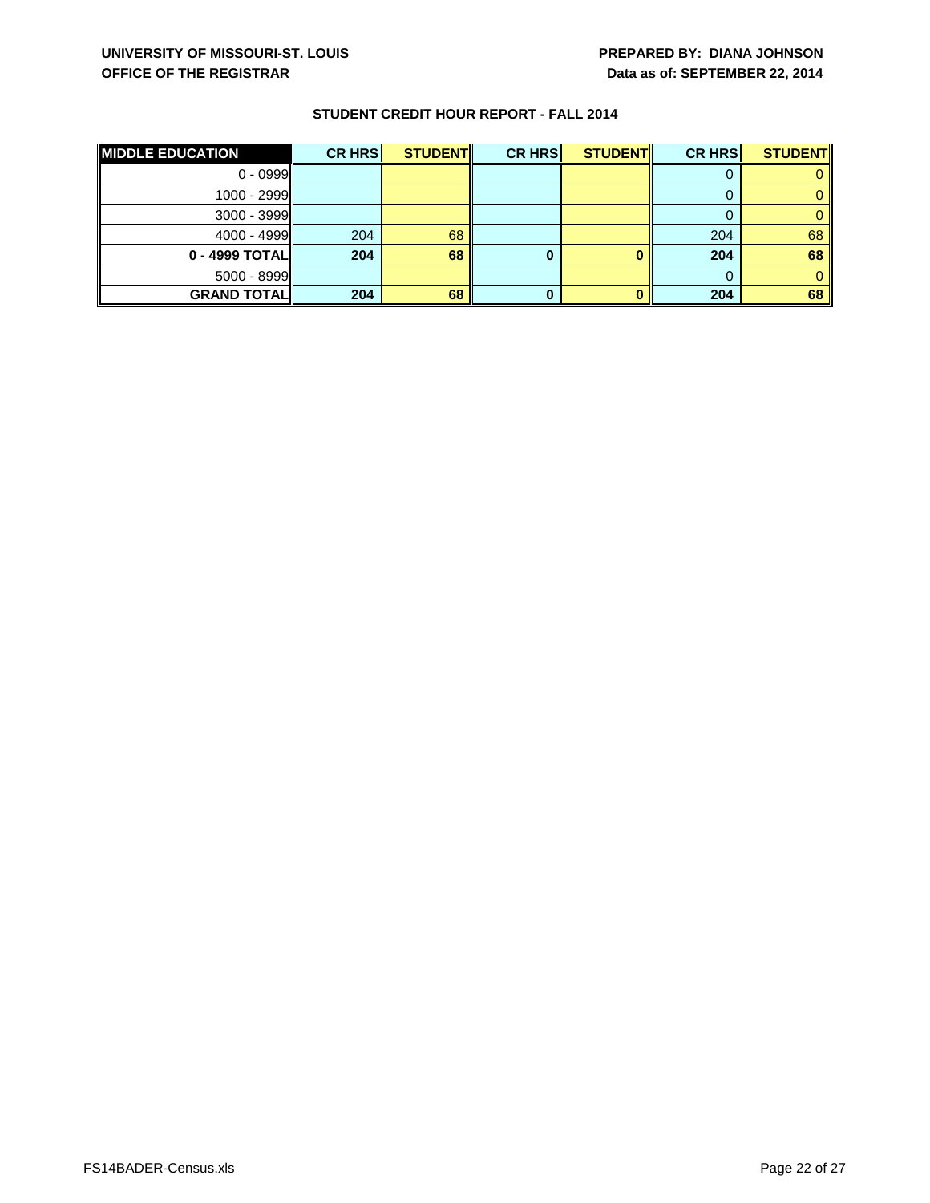**UNIVERSITY OF MISSOURI-ST. LOUIS**
**OFFICE OF THE REGISTRAR**

**PREPARED BY: DIANA JOHNSON**
**Data as of: SEPTEMBER 22, 2014**

### STUDENT CREDIT HOUR REPORT - FALL 2014

| MIDDLE EDUCATION | CR HRS | STUDENT | CR HRS | STUDENT | CR HRS | STUDENT |
|---|---|---|---|---|---|---|
| 0 - 0999 | | | | | 0 | 0 |
| 1000 - 2999 | | | | | 0 | 0 |
| 3000 - 3999 | | | | | 0 | 0 |
| 4000 - 4999 | 204 | 68 | | | 204 | 68 |
| **0 - 4999 TOTAL** | **204** | **68** | **0** | **0** | **204** | **68** |
| 5000 - 8999 | | | | | 0 | 0 |
| **GRAND TOTAL** | **204** | **68** | **0** | **0** | **204** | **68** |

FS14BADER-Census.xls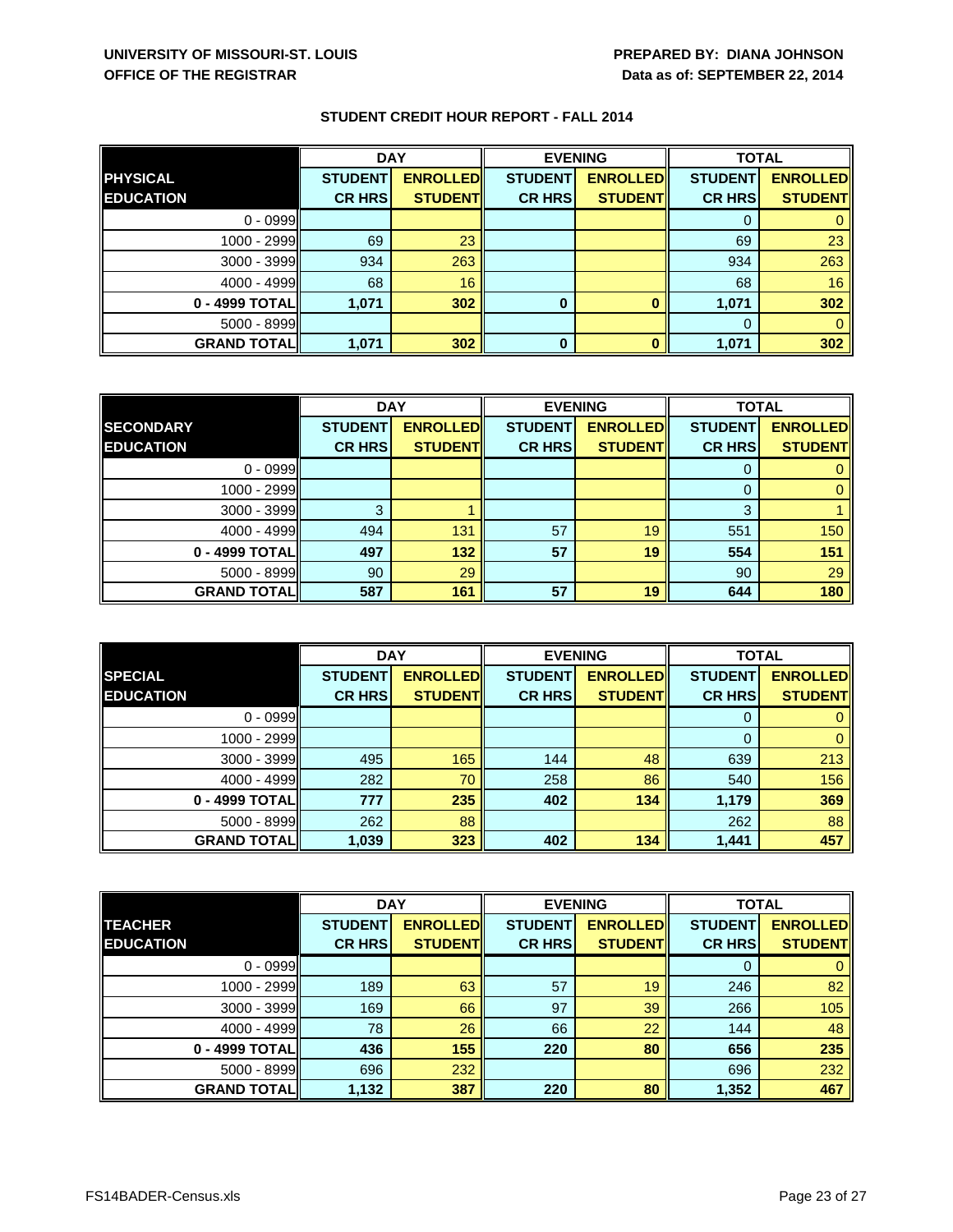UNIVERSITY OF MISSOURI-ST. LOUIS
OFFICE OF THE REGISTRAR

PREPARED BY: DIANA JOHNSON
Data as of: SEPTEMBER 22, 2014

## STUDENT CREDIT HOUR REPORT - FALL 2014

| | DAY | | EVENING | | TOTAL | |
|---|---|---|---|---|---|---|
| **PHYSICAL EDUCATION** | **STUDENT CR HRS** | **ENROLLED STUDENT** | **STUDENT CR HRS** | **ENROLLED STUDENT** | **STUDENT CR HRS** | **ENROLLED STUDENT** |
| 0 - 0999 | | | | | 0 | 0 |
| 1000 - 2999 | 69 | 23 | | | 69 | 23 |
| 3000 - 3999 | 934 | 263 | | | 934 | 263 |
| 4000 - 4999 | 68 | 16 | | | 68 | 16 |
| **0 - 4999 TOTAL** | **1,071** | **302** | **0** | **0** | **1,071** | **302** |
| 5000 - 8999 | | | | | 0 | 0 |
| **GRAND TOTAL** | **1,071** | **302** | **0** | **0** | **1,071** | **302** |

| | DAY | | EVENING | | TOTAL | |
|---|---|---|---|---|---|---|
| **SECONDARY EDUCATION** | **STUDENT CR HRS** | **ENROLLED STUDENT** | **STUDENT CR HRS** | **ENROLLED STUDENT** | **STUDENT CR HRS** | **ENROLLED STUDENT** |
| 0 - 0999 | | | | | 0 | 0 |
| 1000 - 2999 | | | | | 0 | 0 |
| 3000 - 3999 | 3 | 1 | | | 3 | 1 |
| 4000 - 4999 | 494 | 131 | 57 | 19 | 551 | 150 |
| **0 - 4999 TOTAL** | **497** | **132** | **57** | **19** | **554** | **151** |
| 5000 - 8999 | 90 | 29 | | | 90 | 29 |
| **GRAND TOTAL** | **587** | **161** | **57** | **19** | **644** | **180** |

| | DAY | | EVENING | | TOTAL | |
|---|---|---|---|---|---|---|
| **SPECIAL EDUCATION** | **STUDENT CR HRS** | **ENROLLED STUDENT** | **STUDENT CR HRS** | **ENROLLED STUDENT** | **STUDENT CR HRS** | **ENROLLED STUDENT** |
| 0 - 0999 | | | | | 0 | 0 |
| 1000 - 2999 | | | | | 0 | 0 |
| 3000 - 3999 | 495 | 165 | 144 | 48 | 639 | 213 |
| 4000 - 4999 | 282 | 70 | 258 | 86 | 540 | 156 |
| **0 - 4999 TOTAL** | **777** | **235** | **402** | **134** | **1,179** | **369** |
| 5000 - 8999 | 262 | 88 | | | 262 | 88 |
| **GRAND TOTAL** | **1,039** | **323** | **402** | **134** | **1,441** | **457** |

| | DAY | | EVENING | | TOTAL | |
|---|---|---|---|---|---|---|
| **TEACHER EDUCATION** | **STUDENT CR HRS** | **ENROLLED STUDENT** | **STUDENT CR HRS** | **ENROLLED STUDENT** | **STUDENT CR HRS** | **ENROLLED STUDENT** |
| 0 - 0999 | | | | | 0 | 0 |
| 1000 - 2999 | 189 | 63 | 57 | 19 | 246 | 82 |
| 3000 - 3999 | 169 | 66 | 97 | 39 | 266 | 105 |
| 4000 - 4999 | 78 | 26 | 66 | 22 | 144 | 48 |
| **0 - 4999 TOTAL** | **436** | **155** | **220** | **80** | **656** | **235** |
| 5000 - 8999 | 696 | 232 | | | 696 | 232 |
| **GRAND TOTAL** | **1,132** | **387** | **220** | **80** | **1,352** | **467** |

FS14BADER-Census.xls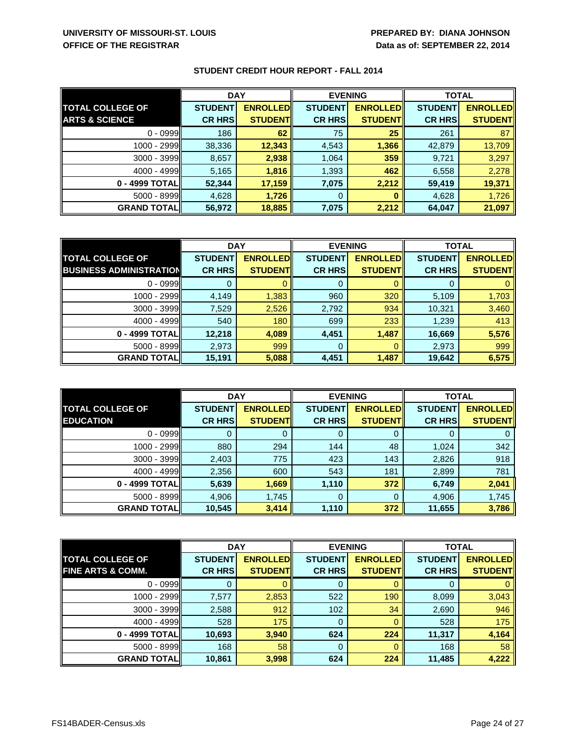UNIVERSITY OF MISSOURI-ST. LOUIS
OFFICE OF THE REGISTRAR

PREPARED BY: DIANA JOHNSON
Data as of: SEPTEMBER 22, 2014

## STUDENT CREDIT HOUR REPORT - FALL 2014

| TOTAL COLLEGE OF ARTS & SCIENCE | DAY | | EVENING | | TOTAL | |
|---|---|---|---|---|---|---|
| | STUDENT CR HRS | ENROLLED STUDENT | STUDENT CR HRS | ENROLLED STUDENT | STUDENT CR HRS | ENROLLED STUDENT |
| 0 - 0999 | 186 | 62 | 75 | 25 | 261 | 87 |
| 1000 - 2999 | 38,336 | 12,343 | 4,543 | 1,366 | 42,879 | 13,709 |
| 3000 - 3999 | 8,657 | 2,938 | 1,064 | 359 | 9,721 | 3,297 |
| 4000 - 4999 | 5,165 | 1,816 | 1,393 | 462 | 6,558 | 2,278 |
| 0 - 4999 TOTAL | 52,344 | 17,159 | 7,075 | 2,212 | 59,419 | 19,371 |
| 5000 - 8999 | 4,628 | 1,726 | 0 | 0 | 4,628 | 1,726 |
| GRAND TOTAL | 56,972 | 18,885 | 7,075 | 2,212 | 64,047 | 21,097 |

| TOTAL COLLEGE OF BUSINESS ADMINISTRATION | DAY | | EVENING | | TOTAL | |
|---|---|---|---|---|---|---|
| | STUDENT CR HRS | ENROLLED STUDENT | STUDENT CR HRS | ENROLLED STUDENT | STUDENT CR HRS | ENROLLED STUDENT |
| 0 - 0999 | 0 | 0 | 0 | 0 | 0 | 0 |
| 1000 - 2999 | 4,149 | 1,383 | 960 | 320 | 5,109 | 1,703 |
| 3000 - 3999 | 7,529 | 2,526 | 2,792 | 934 | 10,321 | 3,460 |
| 4000 - 4999 | 540 | 180 | 699 | 233 | 1,239 | 413 |
| 0 - 4999 TOTAL | 12,218 | 4,089 | 4,451 | 1,487 | 16,669 | 5,576 |
| 5000 - 8999 | 2,973 | 999 | 0 | 0 | 2,973 | 999 |
| GRAND TOTAL | 15,191 | 5,088 | 4,451 | 1,487 | 19,642 | 6,575 |

| TOTAL COLLEGE OF EDUCATION | DAY | | EVENING | | TOTAL | |
|---|---|---|---|---|---|---|
| | STUDENT CR HRS | ENROLLED STUDENT | STUDENT CR HRS | ENROLLED STUDENT | STUDENT CR HRS | ENROLLED STUDENT |
| 0 - 0999 | 0 | 0 | 0 | 0 | 0 | 0 |
| 1000 - 2999 | 880 | 294 | 144 | 48 | 1,024 | 342 |
| 3000 - 3999 | 2,403 | 775 | 423 | 143 | 2,826 | 918 |
| 4000 - 4999 | 2,356 | 600 | 543 | 181 | 2,899 | 781 |
| 0 - 4999 TOTAL | 5,639 | 1,669 | 1,110 | 372 | 6,749 | 2,041 |
| 5000 - 8999 | 4,906 | 1,745 | 0 | 0 | 4,906 | 1,745 |
| GRAND TOTAL | 10,545 | 3,414 | 1,110 | 372 | 11,655 | 3,786 |

| TOTAL COLLEGE OF FINE ARTS & COMM. | DAY | | EVENING | | TOTAL | |
|---|---|---|---|---|---|---|
| | STUDENT CR HRS | ENROLLED STUDENT | STUDENT CR HRS | ENROLLED STUDENT | STUDENT CR HRS | ENROLLED STUDENT |
| 0 - 0999 | 0 | 0 | 0 | 0 | 0 | 0 |
| 1000 - 2999 | 7,577 | 2,853 | 522 | 190 | 8,099 | 3,043 |
| 3000 - 3999 | 2,588 | 912 | 102 | 34 | 2,690 | 946 |
| 4000 - 4999 | 528 | 175 | 0 | 0 | 528 | 175 |
| 0 - 4999 TOTAL | 10,693 | 3,940 | 624 | 224 | 11,317 | 4,164 |
| 5000 - 8999 | 168 | 58 | 0 | 0 | 168 | 58 |
| GRAND TOTAL | 10,861 | 3,998 | 624 | 224 | 11,485 | 4,222 |

FS14BADER-Census.xls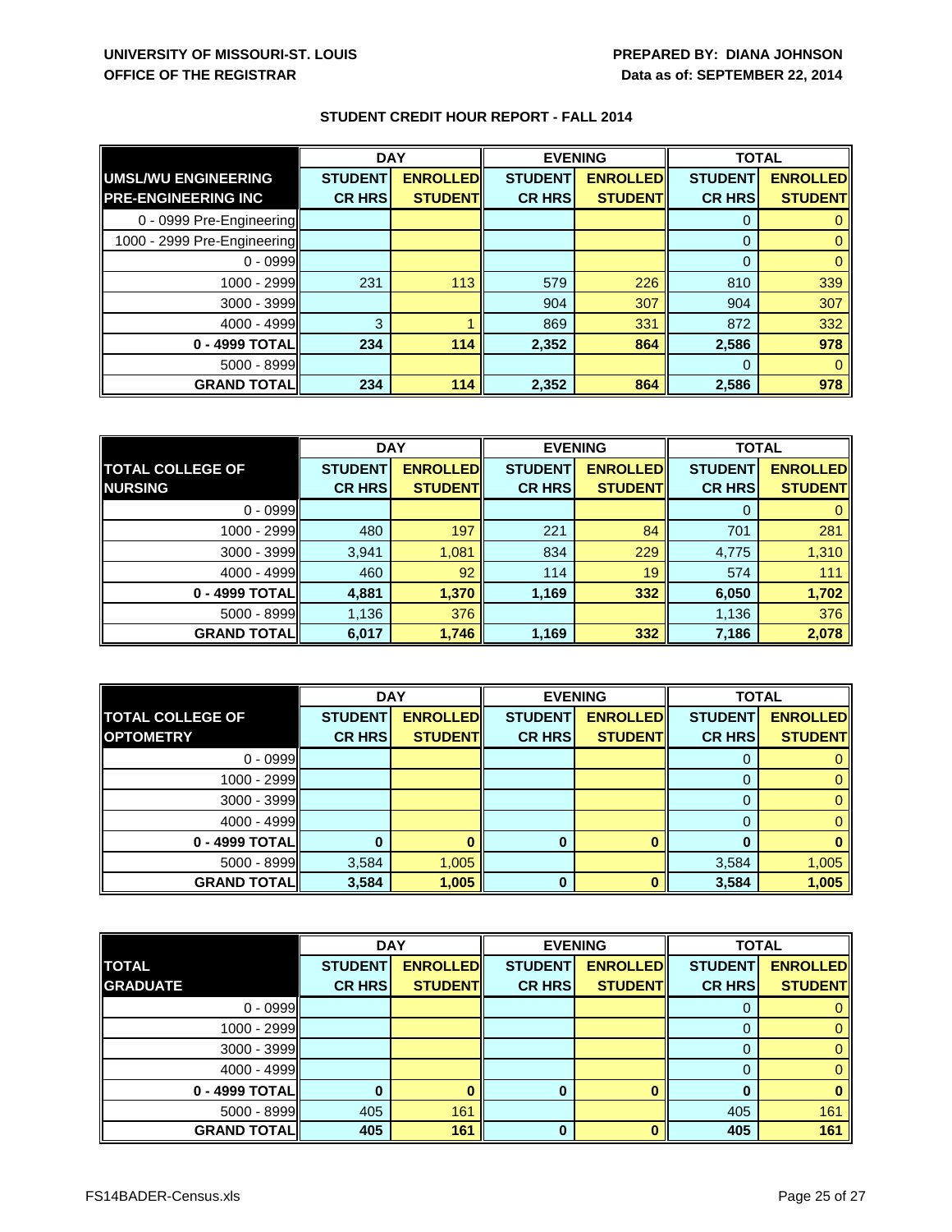UNIVERSITY OF MISSOURI-ST. LOUIS
OFFICE OF THE REGISTRAR

PREPARED BY: DIANA JOHNSON
Data as of: SEPTEMBER 22, 2014

## STUDENT CREDIT HOUR REPORT - FALL 2014

| UMSL/WU ENGINEERING PRE-ENGINEERING INC | DAY | | EVENING | | TOTAL | |
|---|---|---|---|---|---|---|
| | STUDENT CR HRS | ENROLLED STUDENT | STUDENT CR HRS | ENROLLED STUDENT | STUDENT CR HRS | ENROLLED STUDENT |
| 0 - 0999 Pre-Engineering | | | | | 0 | 0 |
| 1000 - 2999 Pre-Engineering | | | | | 0 | 0 |
| 0 - 0999 | | | | | 0 | 0 |
| 1000 - 2999 | 231 | 113 | 579 | 226 | 810 | 339 |
| 3000 - 3999 | | | 904 | 307 | 904 | 307 |
| 4000 - 4999 | 3 | 1 | 869 | 331 | 872 | 332 |
| **0 - 4999 TOTAL** | **234** | **114** | **2,352** | **864** | **2,586** | **978** |
| 5000 - 8999 | | | | | 0 | 0 |
| **GRAND TOTAL** | **234** | **114** | **2,352** | **864** | **2,586** | **978** |

| TOTAL COLLEGE OF NURSING | DAY | | EVENING | | TOTAL | |
|---|---|---|---|---|---|---|
| | STUDENT CR HRS | ENROLLED STUDENT | STUDENT CR HRS | ENROLLED STUDENT | STUDENT CR HRS | ENROLLED STUDENT |
| 0 - 0999 | | | | | 0 | 0 |
| 1000 - 2999 | 480 | 197 | 221 | 84 | 701 | 281 |
| 3000 - 3999 | 3,941 | 1,081 | 834 | 229 | 4,775 | 1,310 |
| 4000 - 4999 | 460 | 92 | 114 | 19 | 574 | 111 |
| **0 - 4999 TOTAL** | **4,881** | **1,370** | **1,169** | **332** | **6,050** | **1,702** |
| 5000 - 8999 | 1,136 | 376 | | | 1,136 | 376 |
| **GRAND TOTAL** | **6,017** | **1,746** | **1,169** | **332** | **7,186** | **2,078** |

| TOTAL COLLEGE OF OPTOMETRY | DAY | | EVENING | | TOTAL | |
|---|---|---|---|---|---|---|
| | STUDENT CR HRS | ENROLLED STUDENT | STUDENT CR HRS | ENROLLED STUDENT | STUDENT CR HRS | ENROLLED STUDENT |
| 0 - 0999 | | | | | 0 | 0 |
| 1000 - 2999 | | | | | 0 | 0 |
| 3000 - 3999 | | | | | 0 | 0 |
| 4000 - 4999 | | | | | 0 | 0 |
| **0 - 4999 TOTAL** | **0** | **0** | **0** | **0** | **0** | **0** |
| 5000 - 8999 | 3,584 | 1,005 | | | 3,584 | 1,005 |
| **GRAND TOTAL** | **3,584** | **1,005** | **0** | **0** | **3,584** | **1,005** |

| TOTAL GRADUATE | DAY | | EVENING | | TOTAL | |
|---|---|---|---|---|---|---|
| | STUDENT CR HRS | ENROLLED STUDENT | STUDENT CR HRS | ENROLLED STUDENT | STUDENT CR HRS | ENROLLED STUDENT |
| 0 - 0999 | | | | | 0 | 0 |
| 1000 - 2999 | | | | | 0 | 0 |
| 3000 - 3999 | | | | | 0 | 0 |
| 4000 - 4999 | | | | | 0 | 0 |
| **0 - 4999 TOTAL** | **0** | **0** | **0** | **0** | **0** | **0** |
| 5000 - 8999 | 405 | 161 | | | 405 | 161 |
| **GRAND TOTAL** | **405** | **161** | **0** | **0** | **405** | **161** |

FS14BADER-Census.xls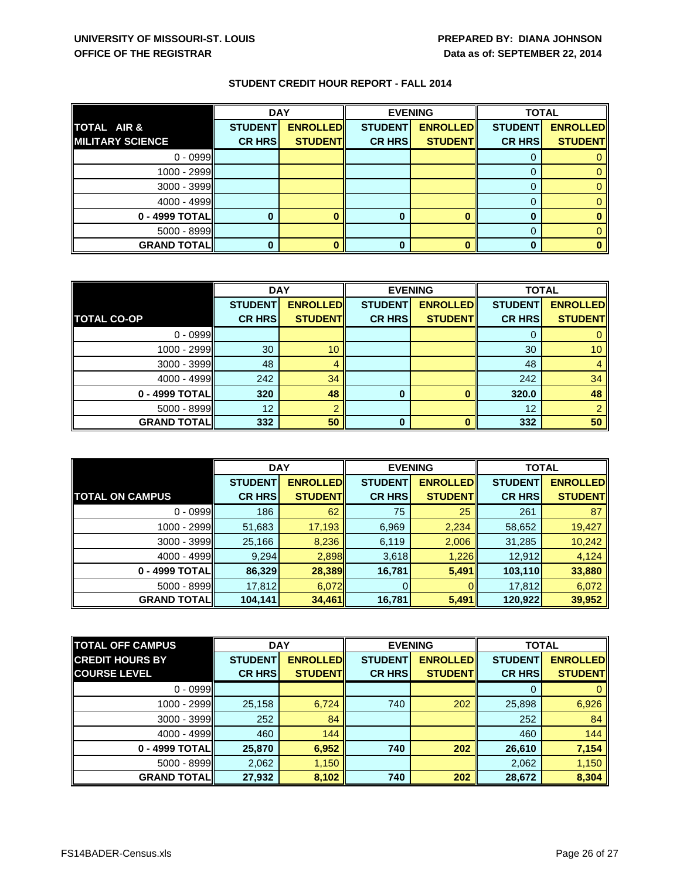UNIVERSITY OF MISSOURI-ST. LOUIS
OFFICE OF THE REGISTRAR

PREPARED BY: DIANA JOHNSON
Data as of: SEPTEMBER 22, 2014

## STUDENT CREDIT HOUR REPORT - FALL 2014

| TOTAL AIR & MILITARY SCIENCE | DAY | | EVENING | | TOTAL | |
|---|---|---|---|---|---|---|
| | STUDENT CR HRS | ENROLLED STUDENT | STUDENT CR HRS | ENROLLED STUDENT | STUDENT CR HRS | ENROLLED STUDENT |
| 0 - 0999 | | | | | 0 | 0 |
| 1000 - 2999 | | | | | 0 | 0 |
| 3000 - 3999 | | | | | 0 | 0 |
| 4000 - 4999 | | | | | 0 | 0 |
| **0 - 4999 TOTAL** | **0** | **0** | **0** | **0** | **0** | **0** |
| 5000 - 8999 | | | | | 0 | 0 |
| **GRAND TOTAL** | **0** | **0** | **0** | **0** | **0** | **0** |

| TOTAL CO-OP | DAY | | EVENING | | TOTAL | |
|---|---|---|---|---|---|---|
| | STUDENT CR HRS | ENROLLED STUDENT | STUDENT CR HRS | ENROLLED STUDENT | STUDENT CR HRS | ENROLLED STUDENT |
| 0 - 0999 | | | | | 0 | 0 |
| 1000 - 2999 | 30 | 10 | | | 30 | 10 |
| 3000 - 3999 | 48 | 4 | | | 48 | 4 |
| 4000 - 4999 | 242 | 34 | | | 242 | 34 |
| **0 - 4999 TOTAL** | **320** | **48** | **0** | **0** | **320.0** | **48** |
| 5000 - 8999 | 12 | 2 | | | 12 | 2 |
| **GRAND TOTAL** | **332** | **50** | **0** | **0** | **332** | **50** |

| TOTAL ON CAMPUS | DAY | | EVENING | | TOTAL | |
|---|---|---|---|---|---|---|
| | STUDENT CR HRS | ENROLLED STUDENT | STUDENT CR HRS | ENROLLED STUDENT | STUDENT CR HRS | ENROLLED STUDENT |
| 0 - 0999 | 186 | 62 | 75 | 25 | 261 | 87 |
| 1000 - 2999 | 51,683 | 17,193 | 6,969 | 2,234 | 58,652 | 19,427 |
| 3000 - 3999 | 25,166 | 8,236 | 6,119 | 2,006 | 31,285 | 10,242 |
| 4000 - 4999 | 9,294 | 2,898 | 3,618 | 1,226 | 12,912 | 4,124 |
| **0 - 4999 TOTAL** | **86,329** | **28,389** | **16,781** | **5,491** | **103,110** | **33,880** |
| 5000 - 8999 | 17,812 | 6,072 | 0 | 0 | 17,812 | 6,072 |
| **GRAND TOTAL** | **104,141** | **34,461** | **16,781** | **5,491** | **120,922** | **39,952** |

| TOTAL OFF CAMPUS CREDIT HOURS BY COURSE LEVEL | DAY | | EVENING | | TOTAL | |
|---|---|---|---|---|---|---|
| | STUDENT CR HRS | ENROLLED STUDENT | STUDENT CR HRS | ENROLLED STUDENT | STUDENT CR HRS | ENROLLED STUDENT |
| 0 - 0999 | | | | | 0 | 0 |
| 1000 - 2999 | 25,158 | 6,724 | 740 | 202 | 25,898 | 6,926 |
| 3000 - 3999 | 252 | 84 | | | 252 | 84 |
| 4000 - 4999 | 460 | 144 | | | 460 | 144 |
| **0 - 4999 TOTAL** | **25,870** | **6,952** | **740** | **202** | **26,610** | **7,154** |
| 5000 - 8999 | 2,062 | 1,150 | | | 2,062 | 1,150 |
| **GRAND TOTAL** | **27,932** | **8,102** | **740** | **202** | **28,672** | **8,304** |

FS14BADER-Census.xls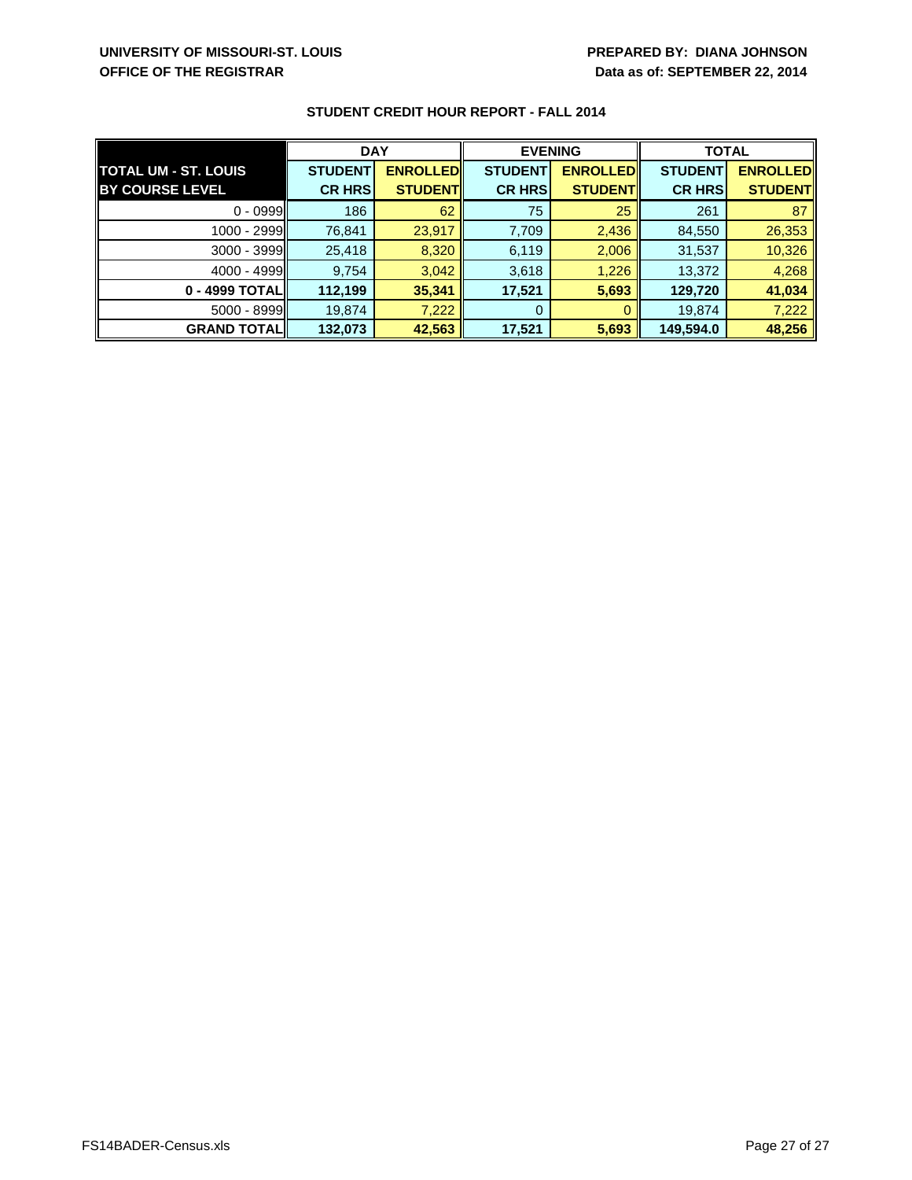UNIVERSITY OF MISSOURI-ST. LOUIS
OFFICE OF THE REGISTRAR

PREPARED BY: DIANA JOHNSON
Data as of: SEPTEMBER 22, 2014

**STUDENT CREDIT HOUR REPORT - FALL 2014**

| TOTAL UM - ST. LOUIS BY COURSE LEVEL | DAY | | EVENING | | TOTAL | |
|---|---|---|---|---|---|---|
| | STUDENT CR HRS | ENROLLED STUDENT | STUDENT CR HRS | ENROLLED STUDENT | STUDENT CR HRS | ENROLLED STUDENT |
| 0 - 0999 | 186 | 62 | 75 | 25 | 261 | 87 |
| 1000 - 2999 | 76,841 | 23,917 | 7,709 | 2,436 | 84,550 | 26,353 |
| 3000 - 3999 | 25,418 | 8,320 | 6,119 | 2,006 | 31,537 | 10,326 |
| 4000 - 4999 | 9,754 | 3,042 | 3,618 | 1,226 | 13,372 | 4,268 |
| **0 - 4999 TOTAL** | **112,199** | **35,341** | **17,521** | **5,693** | **129,720** | **41,034** |
| 5000 - 8999 | 19,874 | 7,222 | 0 | 0 | 19,874 | 7,222 |
| **GRAND TOTAL** | **132,073** | **42,563** | **17,521** | **5,693** | **149,594.0** | **48,256** |

FS14BADER-Census.xls